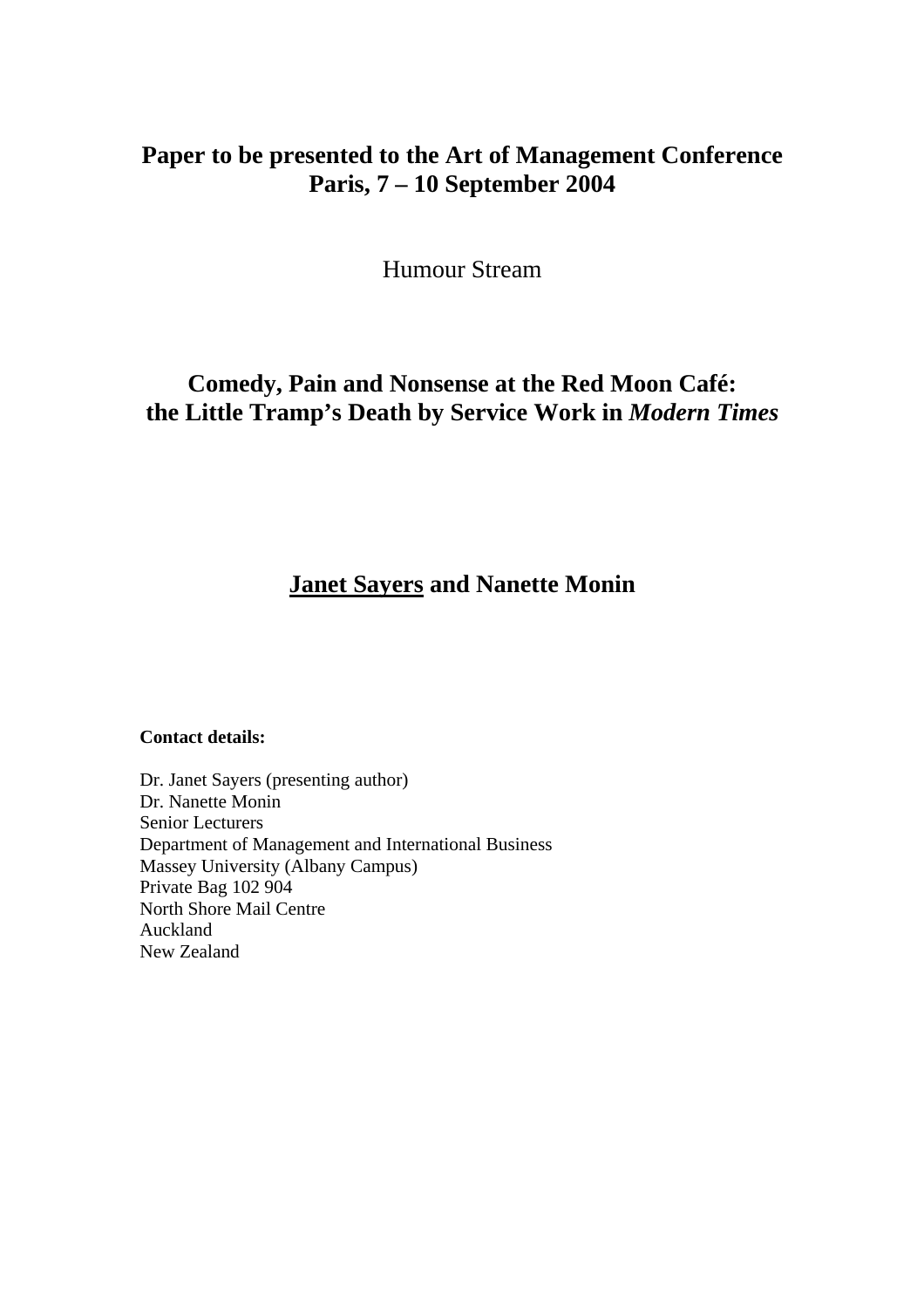**Paper to be presented to the Art of Management Conference**
**Paris, 7 – 10 September 2004**

Humour Stream

# Comedy, Pain and Nonsense at the Red Moon Café: the Little Tramp's Death by Service Work in *Modern Times*

**Janet Sayers and Nanette Monin**

**Contact details:**

Dr. Janet Sayers (presenting author)
Dr. Nanette Monin
Senior Lecturers
Department of Management and International Business
Massey University (Albany Campus)
Private Bag 102 904
North Shore Mail Centre
Auckland
New Zealand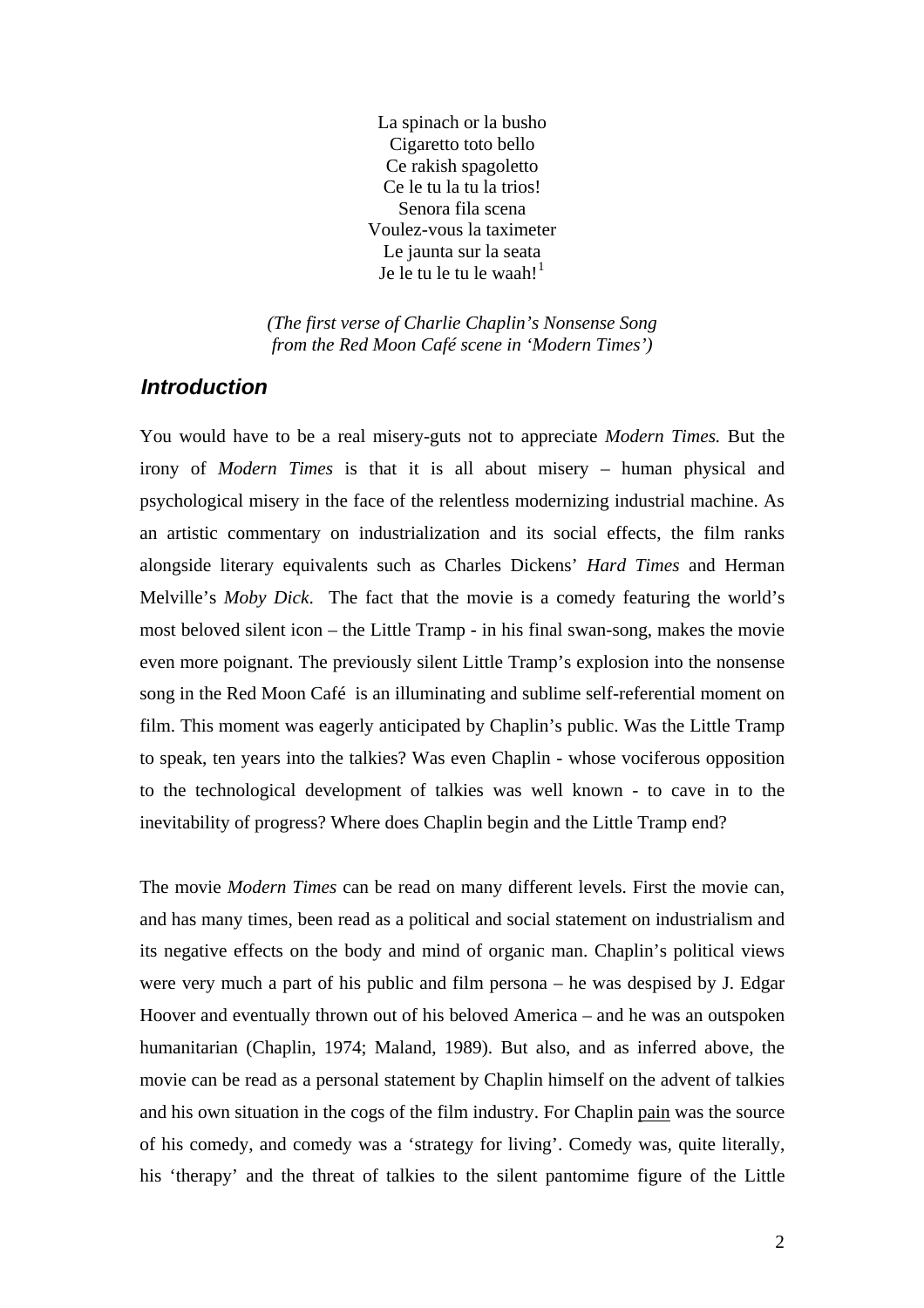La spinach or la busho  
Cigaretto toto bello  
Ce rakish spagoletto  
Ce le tu la tu la trios!  
Senora fila scena  
Voulez-vous la taximeter  
Le jaunta sur la seata  
Je le tu le tu le waah![1]

*(The first verse of Charlie Chaplin's Nonsense Song from the Red Moon Café scene in 'Modern Times')*

## *Introduction*

You would have to be a real misery-guts not to appreciate *Modern Times.* But the irony of *Modern Times* is that it is all about misery – human physical and psychological misery in the face of the relentless modernizing industrial machine. As an artistic commentary on industrialization and its social effects, the film ranks alongside literary equivalents such as Charles Dickens' *Hard Times* and Herman Melville's *Moby Dick*. The fact that the movie is a comedy featuring the world's most beloved silent icon – the Little Tramp - in his final swan-song, makes the movie even more poignant. The previously silent Little Tramp's explosion into the nonsense song in the Red Moon Café is an illuminating and sublime self-referential moment on film. This moment was eagerly anticipated by Chaplin's public. Was the Little Tramp to speak, ten years into the talkies? Was even Chaplin - whose vociferous opposition to the technological development of talkies was well known - to cave in to the inevitability of progress? Where does Chaplin begin and the Little Tramp end?

The movie *Modern Times* can be read on many different levels. First the movie can, and has many times, been read as a political and social statement on industrialism and its negative effects on the body and mind of organic man. Chaplin's political views were very much a part of his public and film persona – he was despised by J. Edgar Hoover and eventually thrown out of his beloved America – and he was an outspoken humanitarian (Chaplin, 1974; Maland, 1989). But also, and as inferred above, the movie can be read as a personal statement by Chaplin himself on the advent of talkies and his own situation in the cogs of the film industry. For Chaplin pain was the source of his comedy, and comedy was a 'strategy for living'. Comedy was, quite literally, his 'therapy' and the threat of talkies to the silent pantomime figure of the Little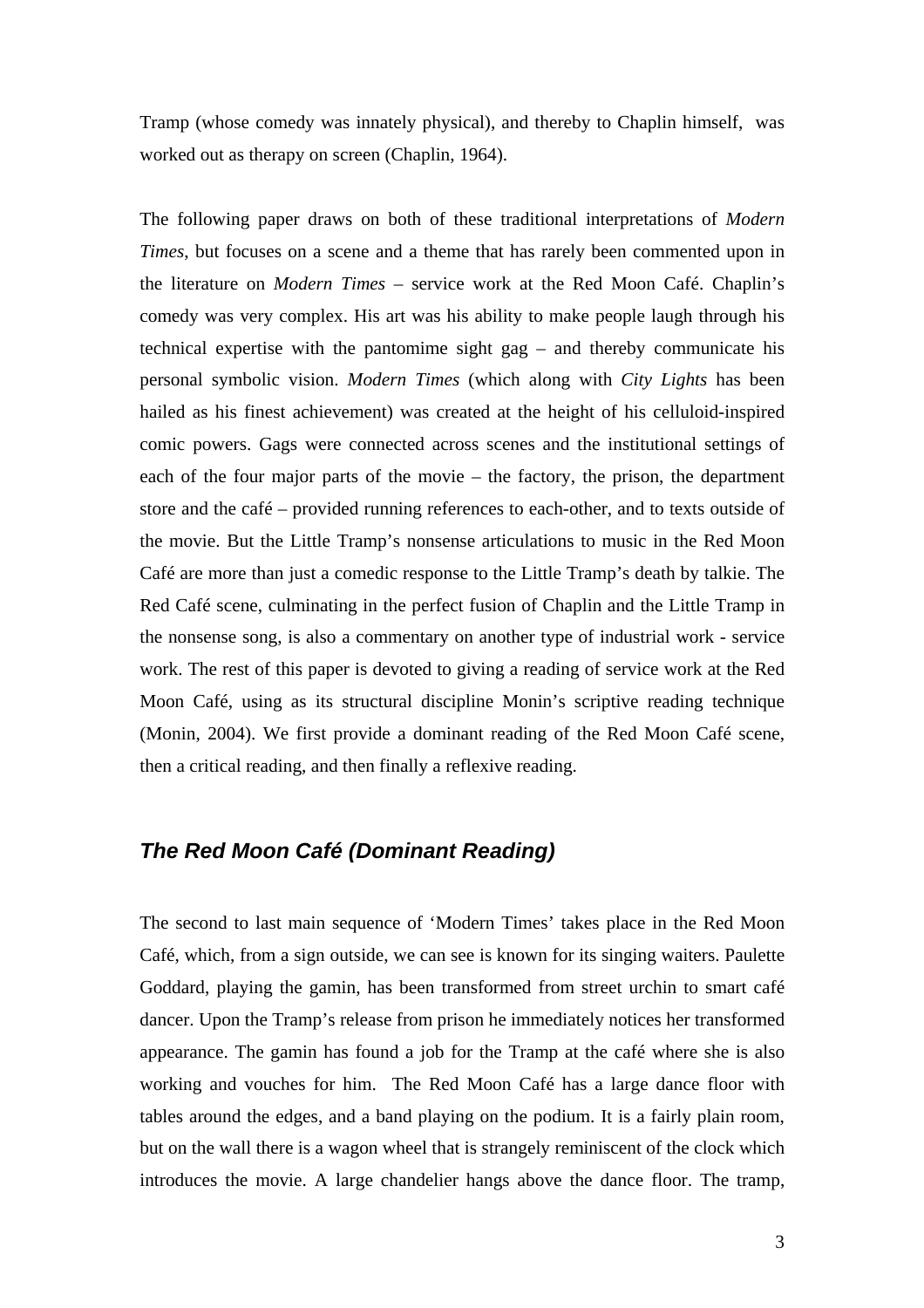Tramp (whose comedy was innately physical), and thereby to Chaplin himself, was worked out as therapy on screen (Chaplin, 1964).

The following paper draws on both of these traditional interpretations of *Modern Times*, but focuses on a scene and a theme that has rarely been commented upon in the literature on *Modern Times* – service work at the Red Moon Café. Chaplin's comedy was very complex. His art was his ability to make people laugh through his technical expertise with the pantomime sight gag – and thereby communicate his personal symbolic vision. *Modern Times* (which along with *City Lights* has been hailed as his finest achievement) was created at the height of his celluloid-inspired comic powers. Gags were connected across scenes and the institutional settings of each of the four major parts of the movie – the factory, the prison, the department store and the café – provided running references to each-other, and to texts outside of the movie. But the Little Tramp's nonsense articulations to music in the Red Moon Café are more than just a comedic response to the Little Tramp's death by talkie. The Red Café scene, culminating in the perfect fusion of Chaplin and the Little Tramp in the nonsense song, is also a commentary on another type of industrial work - service work. The rest of this paper is devoted to giving a reading of service work at the Red Moon Café, using as its structural discipline Monin's scriptive reading technique (Monin, 2004). We first provide a dominant reading of the Red Moon Café scene, then a critical reading, and then finally a reflexive reading.

## *The Red Moon Café (Dominant Reading)*

The second to last main sequence of 'Modern Times' takes place in the Red Moon Café, which, from a sign outside, we can see is known for its singing waiters. Paulette Goddard, playing the gamin, has been transformed from street urchin to smart café dancer. Upon the Tramp's release from prison he immediately notices her transformed appearance. The gamin has found a job for the Tramp at the café where she is also working and vouches for him. The Red Moon Café has a large dance floor with tables around the edges, and a band playing on the podium. It is a fairly plain room, but on the wall there is a wagon wheel that is strangely reminiscent of the clock which introduces the movie. A large chandelier hangs above the dance floor. The tramp,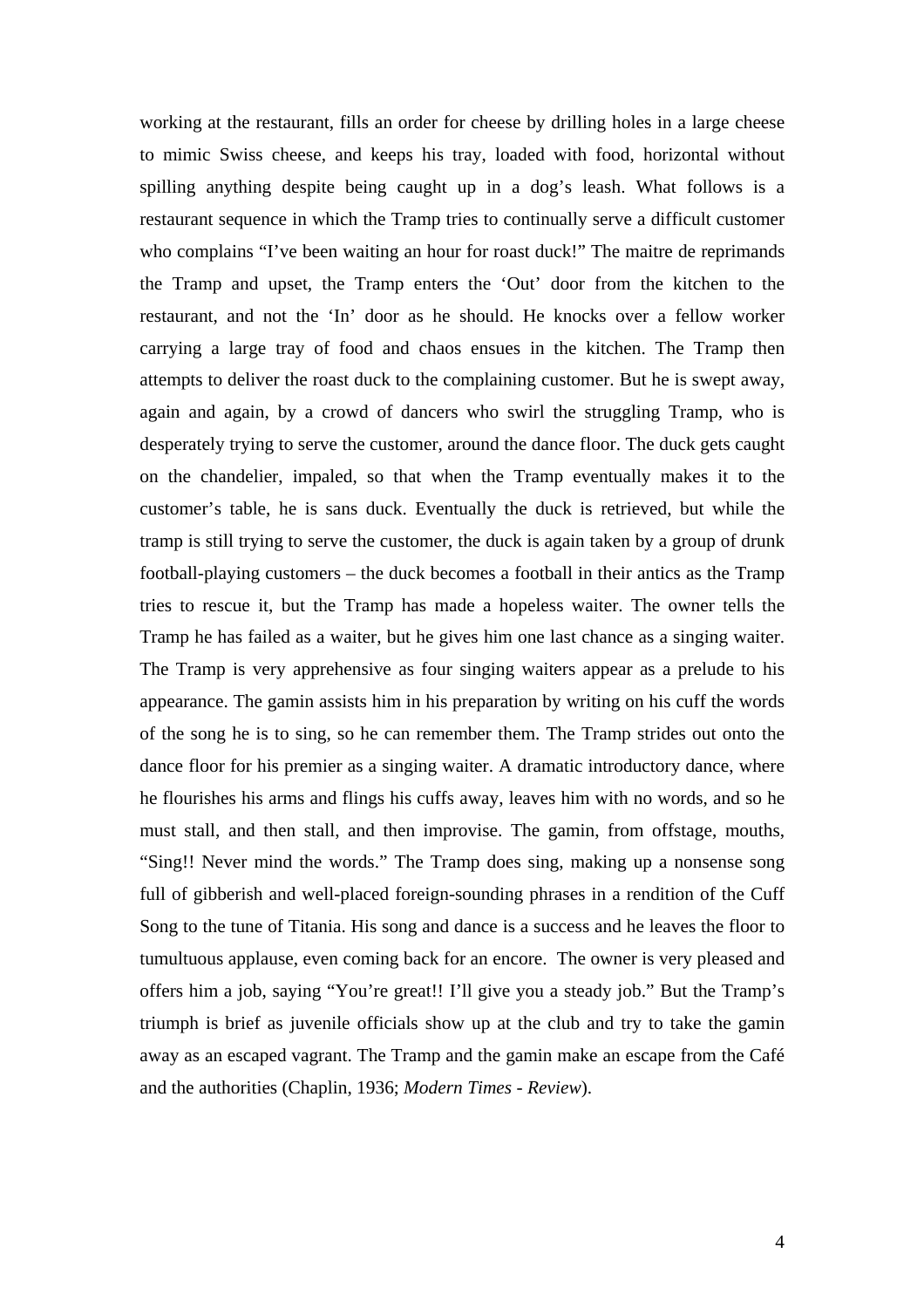working at the restaurant, fills an order for cheese by drilling holes in a large cheese to mimic Swiss cheese, and keeps his tray, loaded with food, horizontal without spilling anything despite being caught up in a dog's leash. What follows is a restaurant sequence in which the Tramp tries to continually serve a difficult customer who complains "I've been waiting an hour for roast duck!" The maitre de reprimands the Tramp and upset, the Tramp enters the 'Out' door from the kitchen to the restaurant, and not the 'In' door as he should. He knocks over a fellow worker carrying a large tray of food and chaos ensues in the kitchen. The Tramp then attempts to deliver the roast duck to the complaining customer. But he is swept away, again and again, by a crowd of dancers who swirl the struggling Tramp, who is desperately trying to serve the customer, around the dance floor. The duck gets caught on the chandelier, impaled, so that when the Tramp eventually makes it to the customer's table, he is sans duck. Eventually the duck is retrieved, but while the tramp is still trying to serve the customer, the duck is again taken by a group of drunk football-playing customers – the duck becomes a football in their antics as the Tramp tries to rescue it, but the Tramp has made a hopeless waiter. The owner tells the Tramp he has failed as a waiter, but he gives him one last chance as a singing waiter. The Tramp is very apprehensive as four singing waiters appear as a prelude to his appearance. The gamin assists him in his preparation by writing on his cuff the words of the song he is to sing, so he can remember them. The Tramp strides out onto the dance floor for his premier as a singing waiter. A dramatic introductory dance, where he flourishes his arms and flings his cuffs away, leaves him with no words, and so he must stall, and then stall, and then improvise. The gamin, from offstage, mouths, "Sing!! Never mind the words." The Tramp does sing, making up a nonsense song full of gibberish and well-placed foreign-sounding phrases in a rendition of the Cuff Song to the tune of Titania. His song and dance is a success and he leaves the floor to tumultuous applause, even coming back for an encore. The owner is very pleased and offers him a job, saying "You're great!! I'll give you a steady job." But the Tramp's triumph is brief as juvenile officials show up at the club and try to take the gamin away as an escaped vagrant. The Tramp and the gamin make an escape from the Café and the authorities (Chaplin, 1936; *Modern Times - Review*).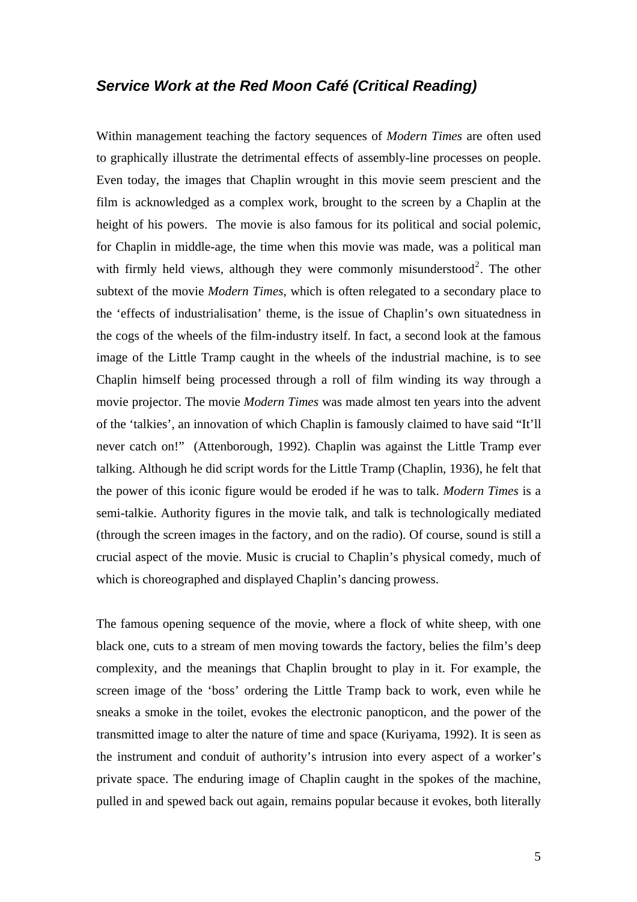### *Service Work at the Red Moon Café (Critical Reading)*

Within management teaching the factory sequences of *Modern Times* are often used to graphically illustrate the detrimental effects of assembly-line processes on people. Even today, the images that Chaplin wrought in this movie seem prescient and the film is acknowledged as a complex work, brought to the screen by a Chaplin at the height of his powers. The movie is also famous for its political and social polemic, for Chaplin in middle-age, the time when this movie was made, was a political man with firmly held views, although they were commonly misunderstood[2]. The other subtext of the movie *Modern Times*, which is often relegated to a secondary place to the 'effects of industrialisation' theme, is the issue of Chaplin's own situatedness in the cogs of the wheels of the film-industry itself. In fact, a second look at the famous image of the Little Tramp caught in the wheels of the industrial machine, is to see Chaplin himself being processed through a roll of film winding its way through a movie projector. The movie *Modern Times* was made almost ten years into the advent of the 'talkies', an innovation of which Chaplin is famously claimed to have said "It'll never catch on!" (Attenborough, 1992). Chaplin was against the Little Tramp ever talking. Although he did script words for the Little Tramp (Chaplin, 1936), he felt that the power of this iconic figure would be eroded if he was to talk. *Modern Times* is a semi-talkie. Authority figures in the movie talk, and talk is technologically mediated (through the screen images in the factory, and on the radio). Of course, sound is still a crucial aspect of the movie. Music is crucial to Chaplin's physical comedy, much of which is choreographed and displayed Chaplin's dancing prowess.

The famous opening sequence of the movie, where a flock of white sheep, with one black one, cuts to a stream of men moving towards the factory, belies the film's deep complexity, and the meanings that Chaplin brought to play in it. For example, the screen image of the 'boss' ordering the Little Tramp back to work, even while he sneaks a smoke in the toilet, evokes the electronic panopticon, and the power of the transmitted image to alter the nature of time and space (Kuriyama, 1992). It is seen as the instrument and conduit of authority's intrusion into every aspect of a worker's private space. The enduring image of Chaplin caught in the spokes of the machine, pulled in and spewed back out again, remains popular because it evokes, both literally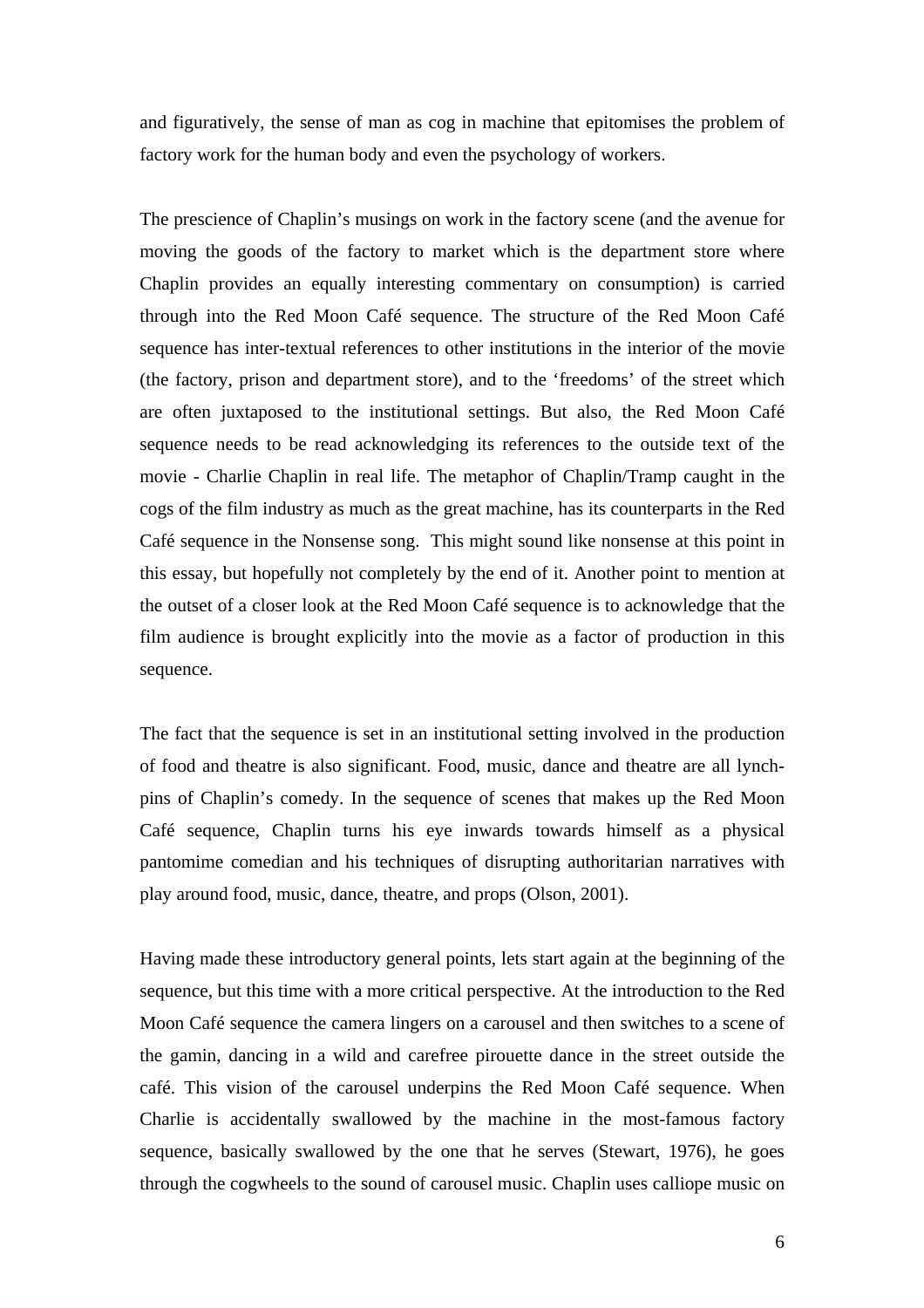and figuratively, the sense of man as cog in machine that epitomises the problem of factory work for the human body and even the psychology of workers.

The prescience of Chaplin's musings on work in the factory scene (and the avenue for moving the goods of the factory to market which is the department store where Chaplin provides an equally interesting commentary on consumption) is carried through into the Red Moon Café sequence. The structure of the Red Moon Café sequence has inter-textual references to other institutions in the interior of the movie (the factory, prison and department store), and to the 'freedoms' of the street which are often juxtaposed to the institutional settings. But also, the Red Moon Café sequence needs to be read acknowledging its references to the outside text of the movie - Charlie Chaplin in real life. The metaphor of Chaplin/Tramp caught in the cogs of the film industry as much as the great machine, has its counterparts in the Red Café sequence in the Nonsense song. This might sound like nonsense at this point in this essay, but hopefully not completely by the end of it. Another point to mention at the outset of a closer look at the Red Moon Café sequence is to acknowledge that the film audience is brought explicitly into the movie as a factor of production in this sequence.

The fact that the sequence is set in an institutional setting involved in the production of food and theatre is also significant. Food, music, dance and theatre are all lynch-pins of Chaplin's comedy. In the sequence of scenes that makes up the Red Moon Café sequence, Chaplin turns his eye inwards towards himself as a physical pantomime comedian and his techniques of disrupting authoritarian narratives with play around food, music, dance, theatre, and props (Olson, 2001).

Having made these introductory general points, lets start again at the beginning of the sequence, but this time with a more critical perspective. At the introduction to the Red Moon Café sequence the camera lingers on a carousel and then switches to a scene of the gamin, dancing in a wild and carefree pirouette dance in the street outside the café. This vision of the carousel underpins the Red Moon Café sequence. When Charlie is accidentally swallowed by the machine in the most-famous factory sequence, basically swallowed by the one that he serves (Stewart, 1976), he goes through the cogwheels to the sound of carousel music. Chaplin uses calliope music on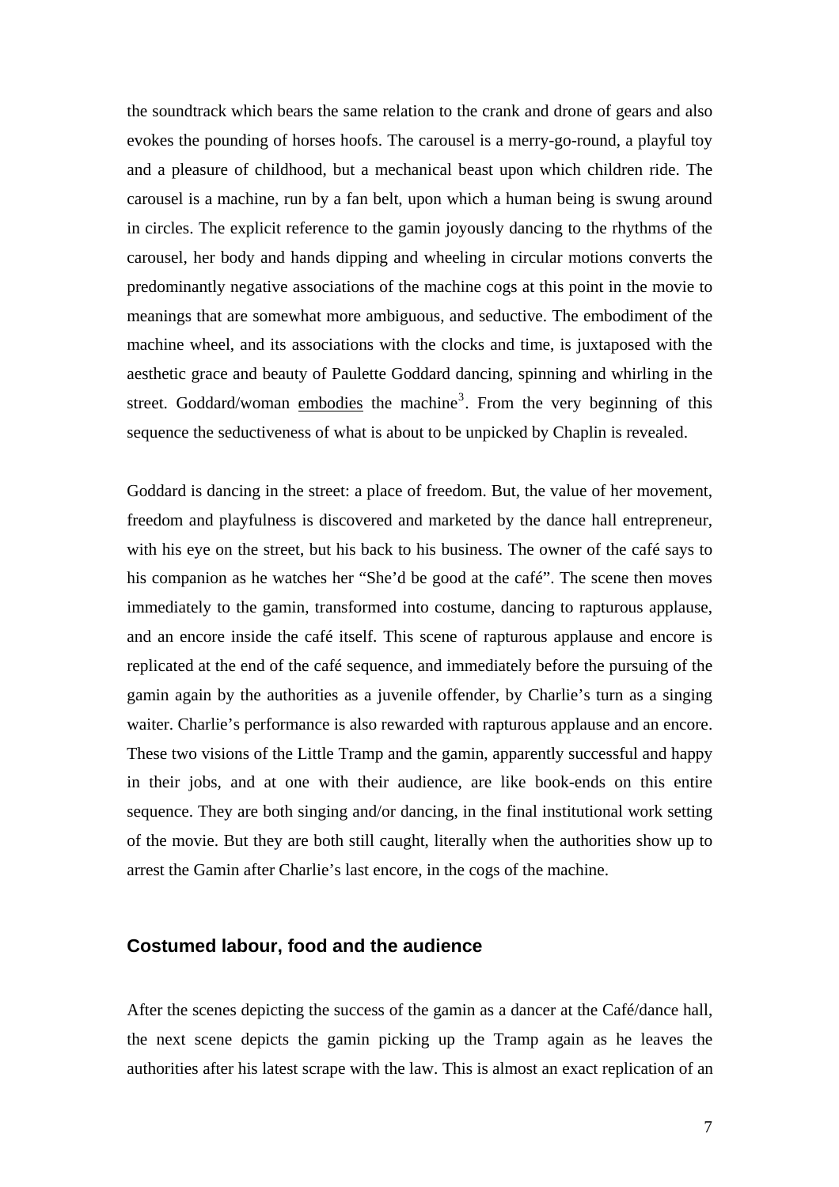the soundtrack which bears the same relation to the crank and drone of gears and also evokes the pounding of horses hoofs. The carousel is a merry-go-round, a playful toy and a pleasure of childhood, but a mechanical beast upon which children ride. The carousel is a machine, run by a fan belt, upon which a human being is swung around in circles. The explicit reference to the gamin joyously dancing to the rhythms of the carousel, her body and hands dipping and wheeling in circular motions converts the predominantly negative associations of the machine cogs at this point in the movie to meanings that are somewhat more ambiguous, and seductive. The embodiment of the machine wheel, and its associations with the clocks and time, is juxtaposed with the aesthetic grace and beauty of Paulette Goddard dancing, spinning and whirling in the street. Goddard/woman <u>embodies</u> the machine[3]. From the very beginning of this sequence the seductiveness of what is about to be unpicked by Chaplin is revealed.

Goddard is dancing in the street: a place of freedom. But, the value of her movement, freedom and playfulness is discovered and marketed by the dance hall entrepreneur, with his eye on the street, but his back to his business. The owner of the café says to his companion as he watches her "She'd be good at the café". The scene then moves immediately to the gamin, transformed into costume, dancing to rapturous applause, and an encore inside the café itself. This scene of rapturous applause and encore is replicated at the end of the café sequence, and immediately before the pursuing of the gamin again by the authorities as a juvenile offender, by Charlie's turn as a singing waiter. Charlie's performance is also rewarded with rapturous applause and an encore. These two visions of the Little Tramp and the gamin, apparently successful and happy in their jobs, and at one with their audience, are like book-ends on this entire sequence. They are both singing and/or dancing, in the final institutional work setting of the movie. But they are both still caught, literally when the authorities show up to arrest the Gamin after Charlie's last encore, in the cogs of the machine.

### Costumed labour, food and the audience

After the scenes depicting the success of the gamin as a dancer at the Café/dance hall, the next scene depicts the gamin picking up the Tramp again as he leaves the authorities after his latest scrape with the law. This is almost an exact replication of an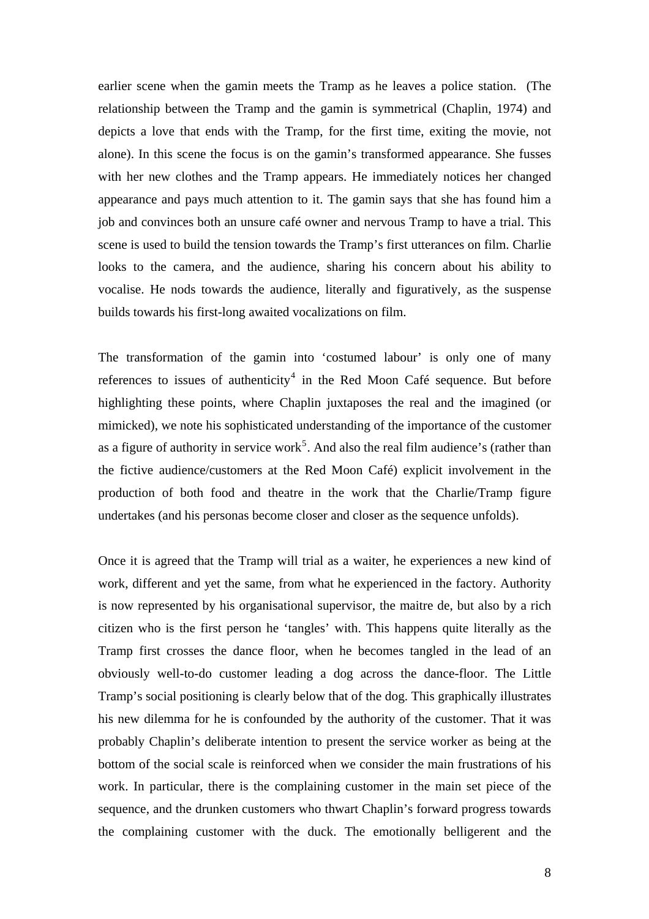earlier scene when the gamin meets the Tramp as he leaves a police station. (The relationship between the Tramp and the gamin is symmetrical (Chaplin, 1974) and depicts a love that ends with the Tramp, for the first time, exiting the movie, not alone). In this scene the focus is on the gamin's transformed appearance. She fusses with her new clothes and the Tramp appears. He immediately notices her changed appearance and pays much attention to it. The gamin says that she has found him a job and convinces both an unsure café owner and nervous Tramp to have a trial. This scene is used to build the tension towards the Tramp's first utterances on film. Charlie looks to the camera, and the audience, sharing his concern about his ability to vocalise. He nods towards the audience, literally and figuratively, as the suspense builds towards his first-long awaited vocalizations on film.

The transformation of the gamin into 'costumed labour' is only one of many references to issues of authenticity[4] in the Red Moon Café sequence. But before highlighting these points, where Chaplin juxtaposes the real and the imagined (or mimicked), we note his sophisticated understanding of the importance of the customer as a figure of authority in service work[5]. And also the real film audience's (rather than the fictive audience/customers at the Red Moon Café) explicit involvement in the production of both food and theatre in the work that the Charlie/Tramp figure undertakes (and his personas become closer and closer as the sequence unfolds).

Once it is agreed that the Tramp will trial as a waiter, he experiences a new kind of work, different and yet the same, from what he experienced in the factory. Authority is now represented by his organisational supervisor, the maitre de, but also by a rich citizen who is the first person he 'tangles' with. This happens quite literally as the Tramp first crosses the dance floor, when he becomes tangled in the lead of an obviously well-to-do customer leading a dog across the dance-floor. The Little Tramp's social positioning is clearly below that of the dog. This graphically illustrates his new dilemma for he is confounded by the authority of the customer. That it was probably Chaplin's deliberate intention to present the service worker as being at the bottom of the social scale is reinforced when we consider the main frustrations of his work. In particular, there is the complaining customer in the main set piece of the sequence, and the drunken customers who thwart Chaplin's forward progress towards the complaining customer with the duck. The emotionally belligerent and the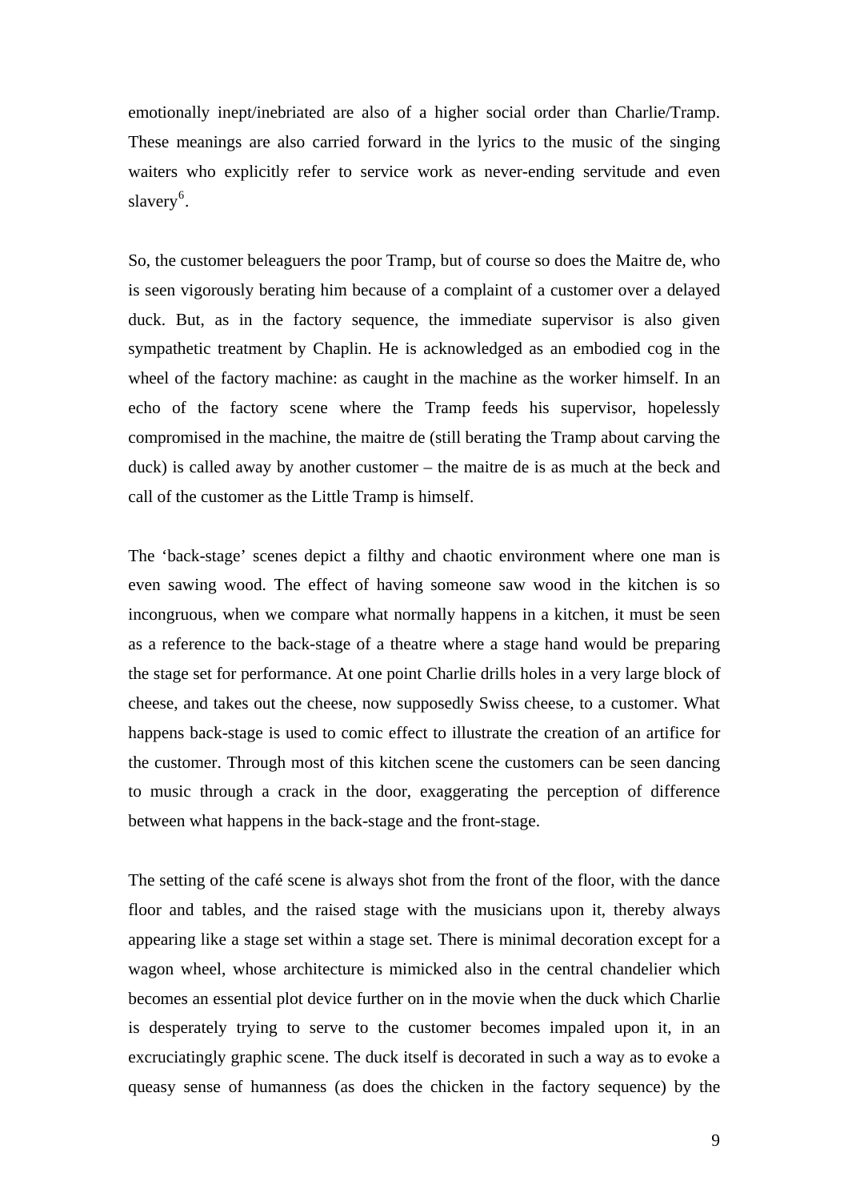emotionally inept/inebriated are also of a higher social order than Charlie/Tramp. These meanings are also carried forward in the lyrics to the music of the singing waiters who explicitly refer to service work as never-ending servitude and even slavery[6].

So, the customer beleaguers the poor Tramp, but of course so does the Maitre de, who is seen vigorously berating him because of a complaint of a customer over a delayed duck. But, as in the factory sequence, the immediate supervisor is also given sympathetic treatment by Chaplin. He is acknowledged as an embodied cog in the wheel of the factory machine: as caught in the machine as the worker himself. In an echo of the factory scene where the Tramp feeds his supervisor, hopelessly compromised in the machine, the maitre de (still berating the Tramp about carving the duck) is called away by another customer – the maitre de is as much at the beck and call of the customer as the Little Tramp is himself.

The 'back-stage' scenes depict a filthy and chaotic environment where one man is even sawing wood. The effect of having someone saw wood in the kitchen is so incongruous, when we compare what normally happens in a kitchen, it must be seen as a reference to the back-stage of a theatre where a stage hand would be preparing the stage set for performance. At one point Charlie drills holes in a very large block of cheese, and takes out the cheese, now supposedly Swiss cheese, to a customer. What happens back-stage is used to comic effect to illustrate the creation of an artifice for the customer. Through most of this kitchen scene the customers can be seen dancing to music through a crack in the door, exaggerating the perception of difference between what happens in the back-stage and the front-stage.

The setting of the café scene is always shot from the front of the floor, with the dance floor and tables, and the raised stage with the musicians upon it, thereby always appearing like a stage set within a stage set. There is minimal decoration except for a wagon wheel, whose architecture is mimicked also in the central chandelier which becomes an essential plot device further on in the movie when the duck which Charlie is desperately trying to serve to the customer becomes impaled upon it, in an excruciatingly graphic scene. The duck itself is decorated in such a way as to evoke a queasy sense of humanness (as does the chicken in the factory sequence) by the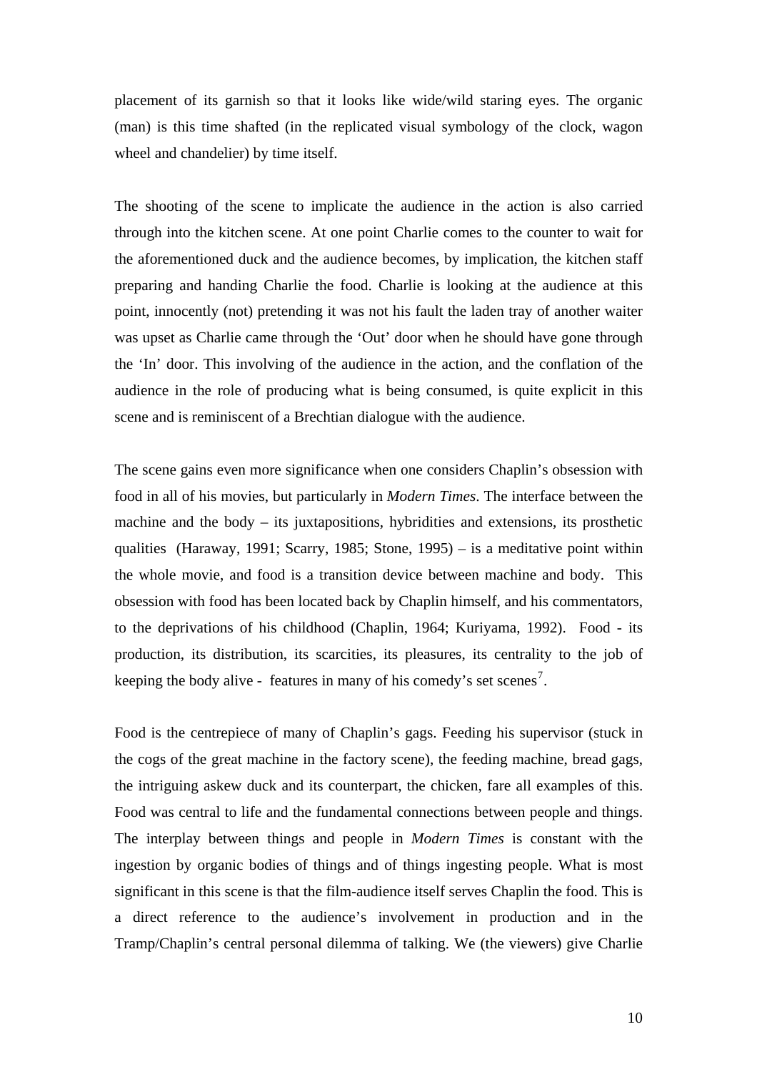placement of its garnish so that it looks like wide/wild staring eyes. The organic (man) is this time shafted (in the replicated visual symbology of the clock, wagon wheel and chandelier) by time itself.

The shooting of the scene to implicate the audience in the action is also carried through into the kitchen scene. At one point Charlie comes to the counter to wait for the aforementioned duck and the audience becomes, by implication, the kitchen staff preparing and handing Charlie the food. Charlie is looking at the audience at this point, innocently (not) pretending it was not his fault the laden tray of another waiter was upset as Charlie came through the 'Out' door when he should have gone through the 'In' door. This involving of the audience in the action, and the conflation of the audience in the role of producing what is being consumed, is quite explicit in this scene and is reminiscent of a Brechtian dialogue with the audience.

The scene gains even more significance when one considers Chaplin's obsession with food in all of his movies, but particularly in *Modern Times*. The interface between the machine and the body – its juxtapositions, hybridities and extensions, its prosthetic qualities (Haraway, 1991; Scarry, 1985; Stone, 1995) – is a meditative point within the whole movie, and food is a transition device between machine and body. This obsession with food has been located back by Chaplin himself, and his commentators, to the deprivations of his childhood (Chaplin, 1964; Kuriyama, 1992). Food - its production, its distribution, its scarcities, its pleasures, its centrality to the job of keeping the body alive - features in many of his comedy's set scenes[7].

Food is the centrepiece of many of Chaplin's gags. Feeding his supervisor (stuck in the cogs of the great machine in the factory scene), the feeding machine, bread gags, the intriguing askew duck and its counterpart, the chicken, fare all examples of this. Food was central to life and the fundamental connections between people and things. The interplay between things and people in *Modern Times* is constant with the ingestion by organic bodies of things and of things ingesting people. What is most significant in this scene is that the film-audience itself serves Chaplin the food. This is a direct reference to the audience's involvement in production and in the Tramp/Chaplin's central personal dilemma of talking. We (the viewers) give Charlie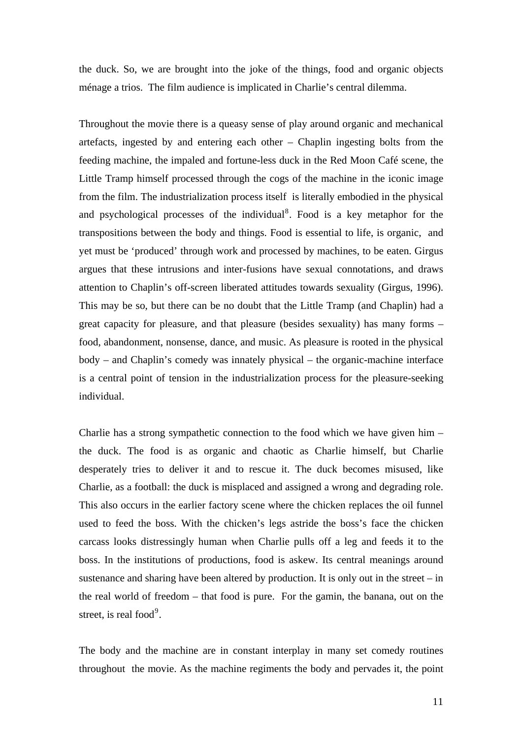the duck. So, we are brought into the joke of the things, food and organic objects ménage a trios. The film audience is implicated in Charlie's central dilemma.

Throughout the movie there is a queasy sense of play around organic and mechanical artefacts, ingested by and entering each other – Chaplin ingesting bolts from the feeding machine, the impaled and fortune-less duck in the Red Moon Café scene, the Little Tramp himself processed through the cogs of the machine in the iconic image from the film. The industrialization process itself is literally embodied in the physical and psychological processes of the individual[8]. Food is a key metaphor for the transpositions between the body and things. Food is essential to life, is organic, and yet must be 'produced' through work and processed by machines, to be eaten. Girgus argues that these intrusions and inter-fusions have sexual connotations, and draws attention to Chaplin's off-screen liberated attitudes towards sexuality (Girgus, 1996). This may be so, but there can be no doubt that the Little Tramp (and Chaplin) had a great capacity for pleasure, and that pleasure (besides sexuality) has many forms – food, abandonment, nonsense, dance, and music. As pleasure is rooted in the physical body – and Chaplin's comedy was innately physical – the organic-machine interface is a central point of tension in the industrialization process for the pleasure-seeking individual.

Charlie has a strong sympathetic connection to the food which we have given him – the duck. The food is as organic and chaotic as Charlie himself, but Charlie desperately tries to deliver it and to rescue it. The duck becomes misused, like Charlie, as a football: the duck is misplaced and assigned a wrong and degrading role. This also occurs in the earlier factory scene where the chicken replaces the oil funnel used to feed the boss. With the chicken's legs astride the boss's face the chicken carcass looks distressingly human when Charlie pulls off a leg and feeds it to the boss. In the institutions of productions, food is askew. Its central meanings around sustenance and sharing have been altered by production. It is only out in the street – in the real world of freedom – that food is pure. For the gamin, the banana, out on the street, is real food[9].

The body and the machine are in constant interplay in many set comedy routines throughout the movie. As the machine regiments the body and pervades it, the point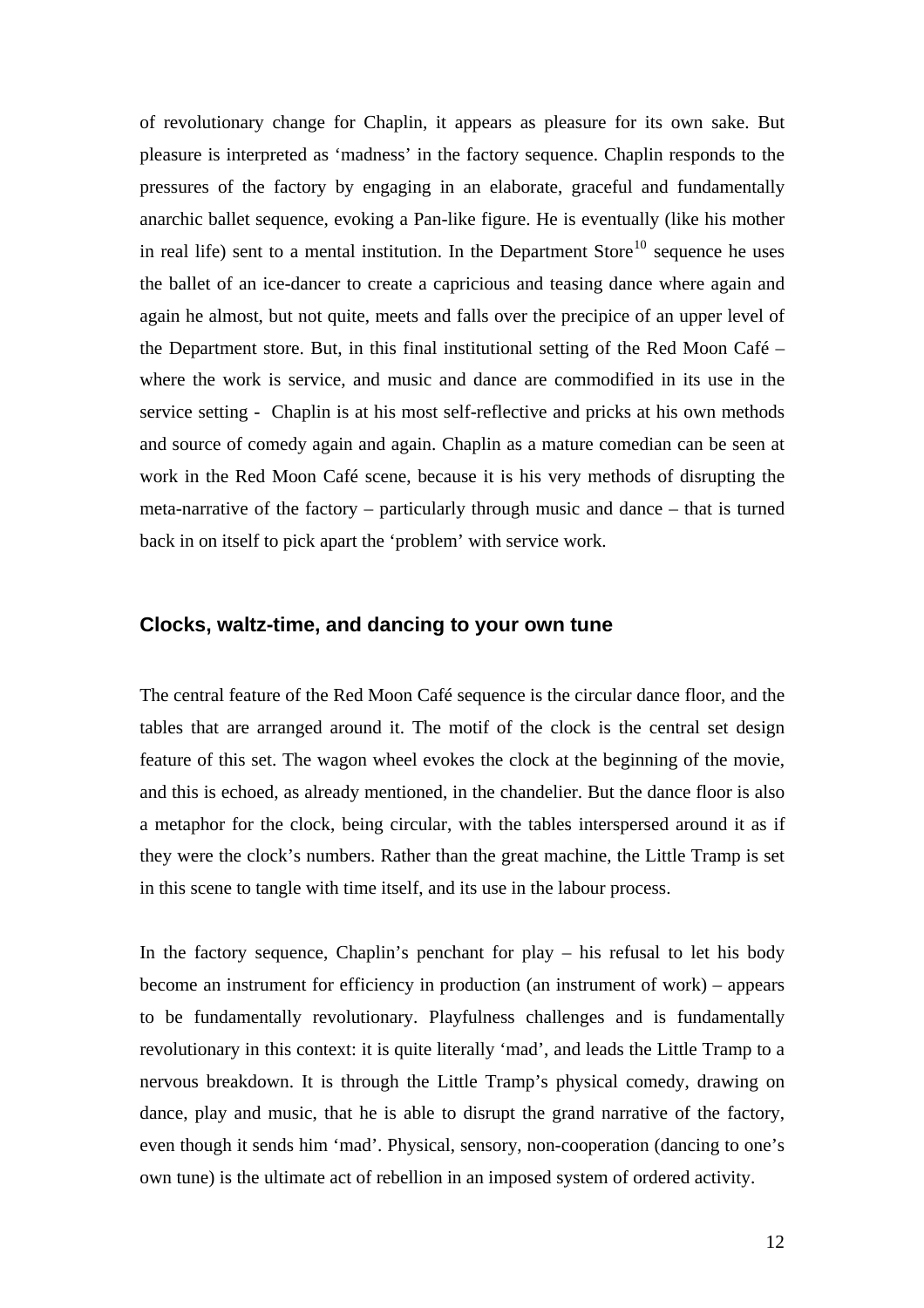of revolutionary change for Chaplin, it appears as pleasure for its own sake. But pleasure is interpreted as 'madness' in the factory sequence. Chaplin responds to the pressures of the factory by engaging in an elaborate, graceful and fundamentally anarchic ballet sequence, evoking a Pan-like figure. He is eventually (like his mother in real life) sent to a mental institution. In the Department Store[10] sequence he uses the ballet of an ice-dancer to create a capricious and teasing dance where again and again he almost, but not quite, meets and falls over the precipice of an upper level of the Department store. But, in this final institutional setting of the Red Moon Café – where the work is service, and music and dance are commodified in its use in the service setting - Chaplin is at his most self-reflective and pricks at his own methods and source of comedy again and again. Chaplin as a mature comedian can be seen at work in the Red Moon Café scene, because it is his very methods of disrupting the meta-narrative of the factory – particularly through music and dance – that is turned back in on itself to pick apart the 'problem' with service work.

## Clocks, waltz-time, and dancing to your own tune

The central feature of the Red Moon Café sequence is the circular dance floor, and the tables that are arranged around it. The motif of the clock is the central set design feature of this set. The wagon wheel evokes the clock at the beginning of the movie, and this is echoed, as already mentioned, in the chandelier. But the dance floor is also a metaphor for the clock, being circular, with the tables interspersed around it as if they were the clock's numbers. Rather than the great machine, the Little Tramp is set in this scene to tangle with time itself, and its use in the labour process.

In the factory sequence, Chaplin's penchant for play – his refusal to let his body become an instrument for efficiency in production (an instrument of work) – appears to be fundamentally revolutionary. Playfulness challenges and is fundamentally revolutionary in this context: it is quite literally 'mad', and leads the Little Tramp to a nervous breakdown. It is through the Little Tramp's physical comedy, drawing on dance, play and music, that he is able to disrupt the grand narrative of the factory, even though it sends him 'mad'. Physical, sensory, non-cooperation (dancing to one's own tune) is the ultimate act of rebellion in an imposed system of ordered activity.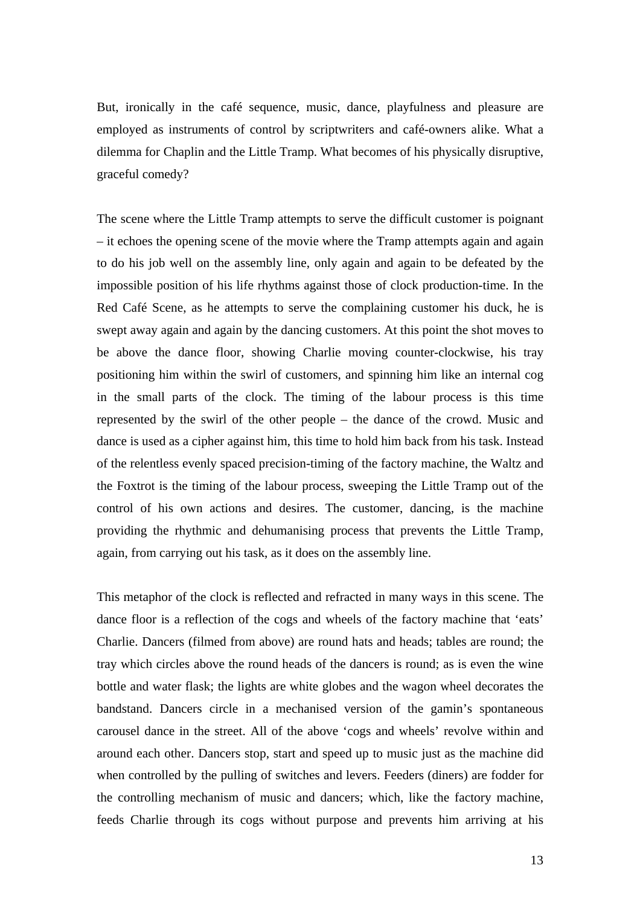But, ironically in the café sequence, music, dance, playfulness and pleasure are employed as instruments of control by scriptwriters and café-owners alike. What a dilemma for Chaplin and the Little Tramp. What becomes of his physically disruptive, graceful comedy?

The scene where the Little Tramp attempts to serve the difficult customer is poignant – it echoes the opening scene of the movie where the Tramp attempts again and again to do his job well on the assembly line, only again and again to be defeated by the impossible position of his life rhythms against those of clock production-time. In the Red Café Scene, as he attempts to serve the complaining customer his duck, he is swept away again and again by the dancing customers. At this point the shot moves to be above the dance floor, showing Charlie moving counter-clockwise, his tray positioning him within the swirl of customers, and spinning him like an internal cog in the small parts of the clock. The timing of the labour process is this time represented by the swirl of the other people – the dance of the crowd. Music and dance is used as a cipher against him, this time to hold him back from his task. Instead of the relentless evenly spaced precision-timing of the factory machine, the Waltz and the Foxtrot is the timing of the labour process, sweeping the Little Tramp out of the control of his own actions and desires. The customer, dancing, is the machine providing the rhythmic and dehumanising process that prevents the Little Tramp, again, from carrying out his task, as it does on the assembly line.

This metaphor of the clock is reflected and refracted in many ways in this scene. The dance floor is a reflection of the cogs and wheels of the factory machine that 'eats' Charlie. Dancers (filmed from above) are round hats and heads; tables are round; the tray which circles above the round heads of the dancers is round; as is even the wine bottle and water flask; the lights are white globes and the wagon wheel decorates the bandstand. Dancers circle in a mechanised version of the gamin's spontaneous carousel dance in the street. All of the above 'cogs and wheels' revolve within and around each other. Dancers stop, start and speed up to music just as the machine did when controlled by the pulling of switches and levers. Feeders (diners) are fodder for the controlling mechanism of music and dancers; which, like the factory machine, feeds Charlie through its cogs without purpose and prevents him arriving at his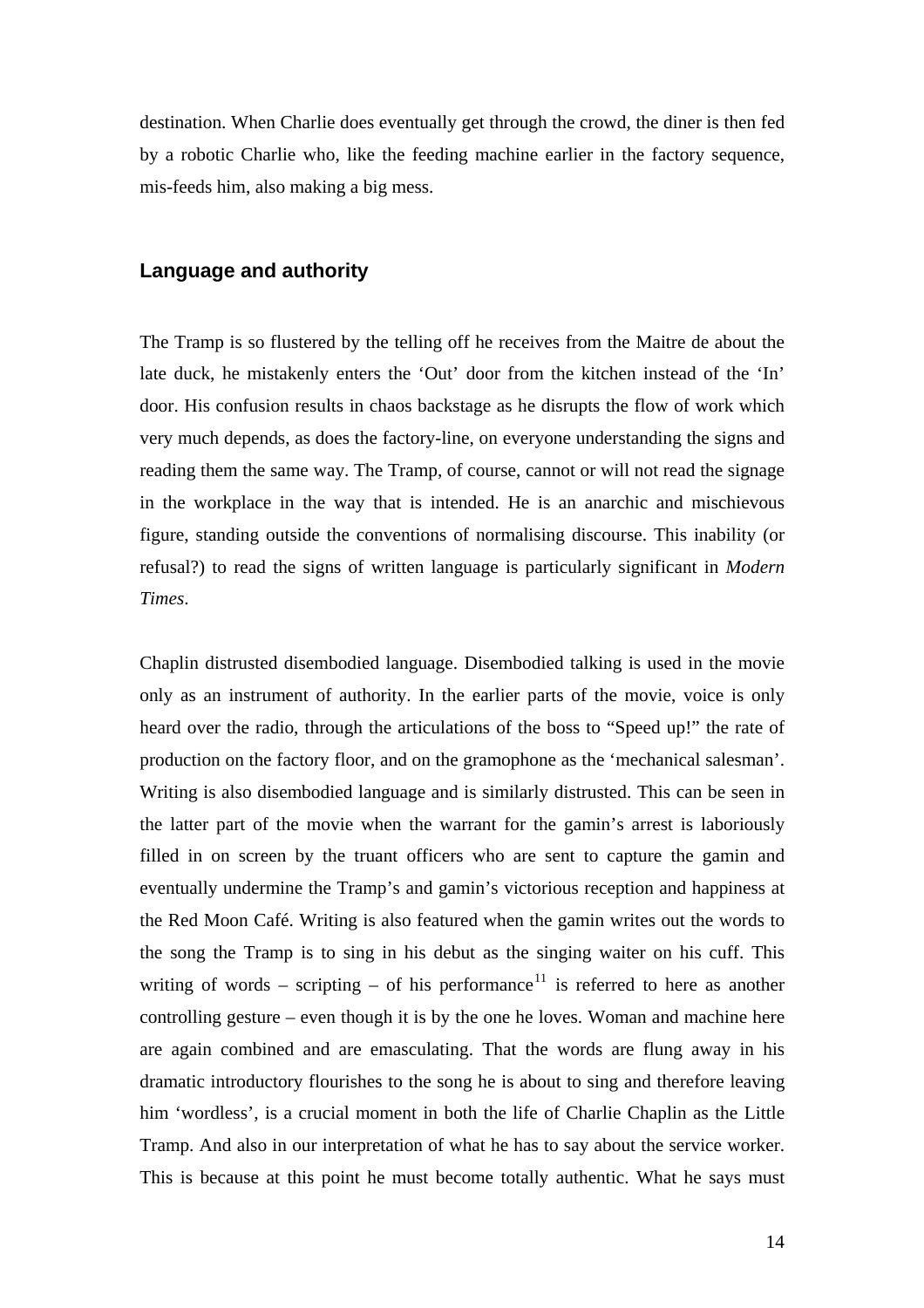destination. When Charlie does eventually get through the crowd, the diner is then fed by a robotic Charlie who, like the feeding machine earlier in the factory sequence, mis-feeds him, also making a big mess.

## Language and authority

The Tramp is so flustered by the telling off he receives from the Maitre de about the late duck, he mistakenly enters the 'Out' door from the kitchen instead of the 'In' door. His confusion results in chaos backstage as he disrupts the flow of work which very much depends, as does the factory-line, on everyone understanding the signs and reading them the same way. The Tramp, of course, cannot or will not read the signage in the workplace in the way that is intended. He is an anarchic and mischievous figure, standing outside the conventions of normalising discourse. This inability (or refusal?) to read the signs of written language is particularly significant in *Modern Times*.

Chaplin distrusted disembodied language. Disembodied talking is used in the movie only as an instrument of authority. In the earlier parts of the movie, voice is only heard over the radio, through the articulations of the boss to "Speed up!" the rate of production on the factory floor, and on the gramophone as the 'mechanical salesman'. Writing is also disembodied language and is similarly distrusted. This can be seen in the latter part of the movie when the warrant for the gamin's arrest is laboriously filled in on screen by the truant officers who are sent to capture the gamin and eventually undermine the Tramp's and gamin's victorious reception and happiness at the Red Moon Café. Writing is also featured when the gamin writes out the words to the song the Tramp is to sing in his debut as the singing waiter on his cuff. This writing of words – scripting – of his performance[11] is referred to here as another controlling gesture – even though it is by the one he loves. Woman and machine here are again combined and are emasculating. That the words are flung away in his dramatic introductory flourishes to the song he is about to sing and therefore leaving him 'wordless', is a crucial moment in both the life of Charlie Chaplin as the Little Tramp. And also in our interpretation of what he has to say about the service worker. This is because at this point he must become totally authentic. What he says must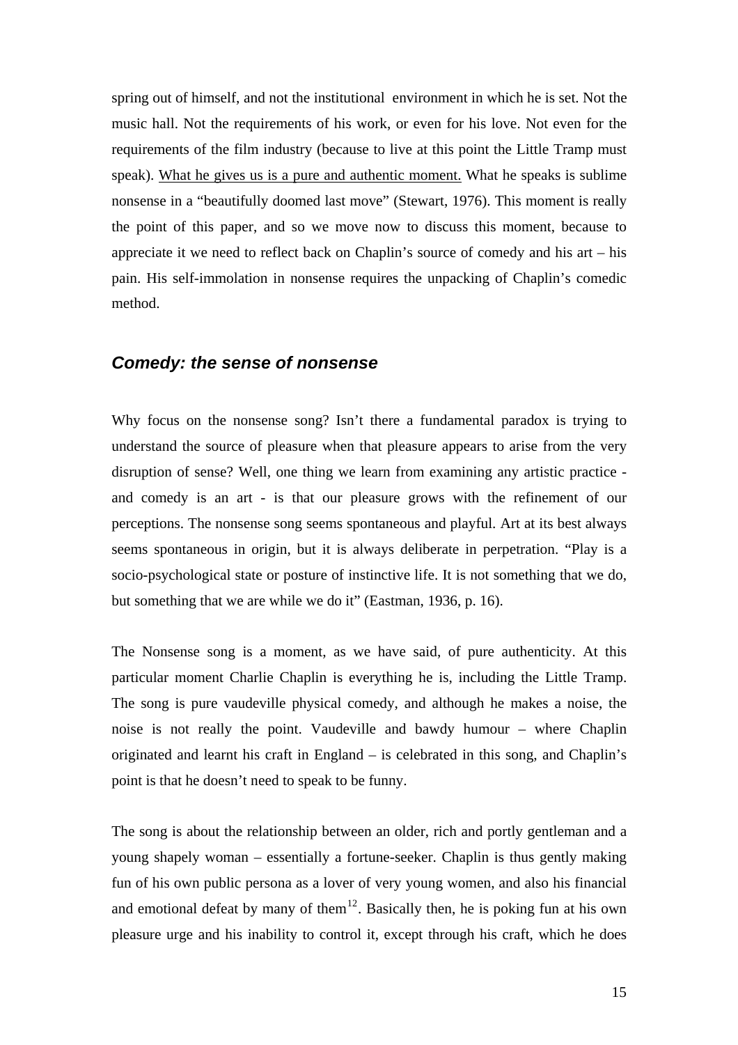spring out of himself, and not the institutional environment in which he is set. Not the music hall. Not the requirements of his work, or even for his love. Not even for the requirements of the film industry (because to live at this point the Little Tramp must speak). <u>What he gives us is a pure and authentic moment.</u> What he speaks is sublime nonsense in a "beautifully doomed last move" (Stewart, 1976). This moment is really the point of this paper, and so we move now to discuss this moment, because to appreciate it we need to reflect back on Chaplin's source of comedy and his art – his pain. His self-immolation in nonsense requires the unpacking of Chaplin's comedic method.

### *Comedy: the sense of nonsense*

Why focus on the nonsense song? Isn't there a fundamental paradox is trying to understand the source of pleasure when that pleasure appears to arise from the very disruption of sense? Well, one thing we learn from examining any artistic practice - and comedy is an art - is that our pleasure grows with the refinement of our perceptions. The nonsense song seems spontaneous and playful. Art at its best always seems spontaneous in origin, but it is always deliberate in perpetration. "Play is a socio-psychological state or posture of instinctive life. It is not something that we do, but something that we are while we do it" (Eastman, 1936, p. 16).

The Nonsense song is a moment, as we have said, of pure authenticity. At this particular moment Charlie Chaplin is everything he is, including the Little Tramp. The song is pure vaudeville physical comedy, and although he makes a noise, the noise is not really the point. Vaudeville and bawdy humour – where Chaplin originated and learnt his craft in England – is celebrated in this song, and Chaplin's point is that he doesn't need to speak to be funny.

The song is about the relationship between an older, rich and portly gentleman and a young shapely woman – essentially a fortune-seeker. Chaplin is thus gently making fun of his own public persona as a lover of very young women, and also his financial and emotional defeat by many of them[12]. Basically then, he is poking fun at his own pleasure urge and his inability to control it, except through his craft, which he does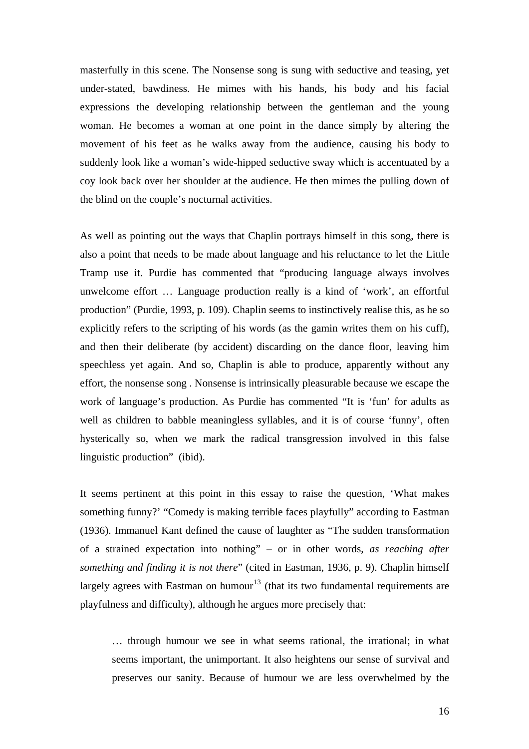masterfully in this scene. The Nonsense song is sung with seductive and teasing, yet under-stated, bawdiness. He mimes with his hands, his body and his facial expressions the developing relationship between the gentleman and the young woman. He becomes a woman at one point in the dance simply by altering the movement of his feet as he walks away from the audience, causing his body to suddenly look like a woman's wide-hipped seductive sway which is accentuated by a coy look back over her shoulder at the audience. He then mimes the pulling down of the blind on the couple's nocturnal activities.

As well as pointing out the ways that Chaplin portrays himself in this song, there is also a point that needs to be made about language and his reluctance to let the Little Tramp use it. Purdie has commented that "producing language always involves unwelcome effort … Language production really is a kind of 'work', an effortful production" (Purdie, 1993, p. 109). Chaplin seems to instinctively realise this, as he so explicitly refers to the scripting of his words (as the gamin writes them on his cuff), and then their deliberate (by accident) discarding on the dance floor, leaving him speechless yet again. And so, Chaplin is able to produce, apparently without any effort, the nonsense song . Nonsense is intrinsically pleasurable because we escape the work of language's production. As Purdie has commented "It is 'fun' for adults as well as children to babble meaningless syllables, and it is of course 'funny', often hysterically so, when we mark the radical transgression involved in this false linguistic production" (ibid).

It seems pertinent at this point in this essay to raise the question, 'What makes something funny?' "Comedy is making terrible faces playfully" according to Eastman (1936). Immanuel Kant defined the cause of laughter as "The sudden transformation of a strained expectation into nothing" – or in other words, *as reaching after something and finding it is not there*" (cited in Eastman, 1936, p. 9). Chaplin himself largely agrees with Eastman on humour[13] (that its two fundamental requirements are playfulness and difficulty), although he argues more precisely that:

> … through humour we see in what seems rational, the irrational; in what seems important, the unimportant. It also heightens our sense of survival and preserves our sanity. Because of humour we are less overwhelmed by the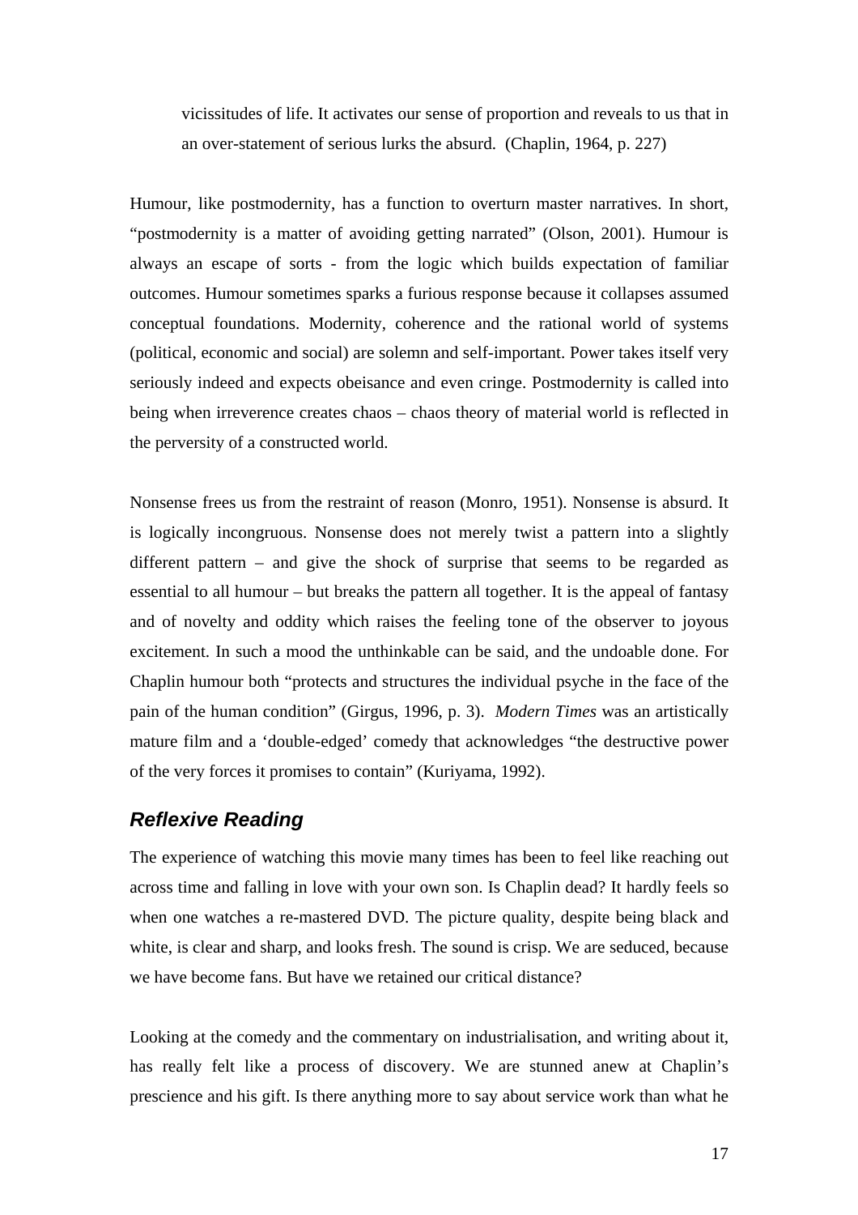> vicissitudes of life. It activates our sense of proportion and reveals to us that in an over-statement of serious lurks the absurd. (Chaplin, 1964, p. 227)

Humour, like postmodernity, has a function to overturn master narratives. In short, "postmodernity is a matter of avoiding getting narrated" (Olson, 2001). Humour is always an escape of sorts - from the logic which builds expectation of familiar outcomes. Humour sometimes sparks a furious response because it collapses assumed conceptual foundations. Modernity, coherence and the rational world of systems (political, economic and social) are solemn and self-important. Power takes itself very seriously indeed and expects obeisance and even cringe. Postmodernity is called into being when irreverence creates chaos – chaos theory of material world is reflected in the perversity of a constructed world.

Nonsense frees us from the restraint of reason (Monro, 1951). Nonsense is absurd. It is logically incongruous. Nonsense does not merely twist a pattern into a slightly different pattern – and give the shock of surprise that seems to be regarded as essential to all humour – but breaks the pattern all together. It is the appeal of fantasy and of novelty and oddity which raises the feeling tone of the observer to joyous excitement. In such a mood the unthinkable can be said, and the undoable done. For Chaplin humour both "protects and structures the individual psyche in the face of the pain of the human condition" (Girgus, 1996, p. 3). *Modern Times* was an artistically mature film and a 'double-edged' comedy that acknowledges "the destructive power of the very forces it promises to contain" (Kuriyama, 1992).

## *Reflexive Reading*

The experience of watching this movie many times has been to feel like reaching out across time and falling in love with your own son. Is Chaplin dead? It hardly feels so when one watches a re-mastered DVD. The picture quality, despite being black and white, is clear and sharp, and looks fresh. The sound is crisp. We are seduced, because we have become fans. But have we retained our critical distance?

Looking at the comedy and the commentary on industrialisation, and writing about it, has really felt like a process of discovery. We are stunned anew at Chaplin's prescience and his gift. Is there anything more to say about service work than what he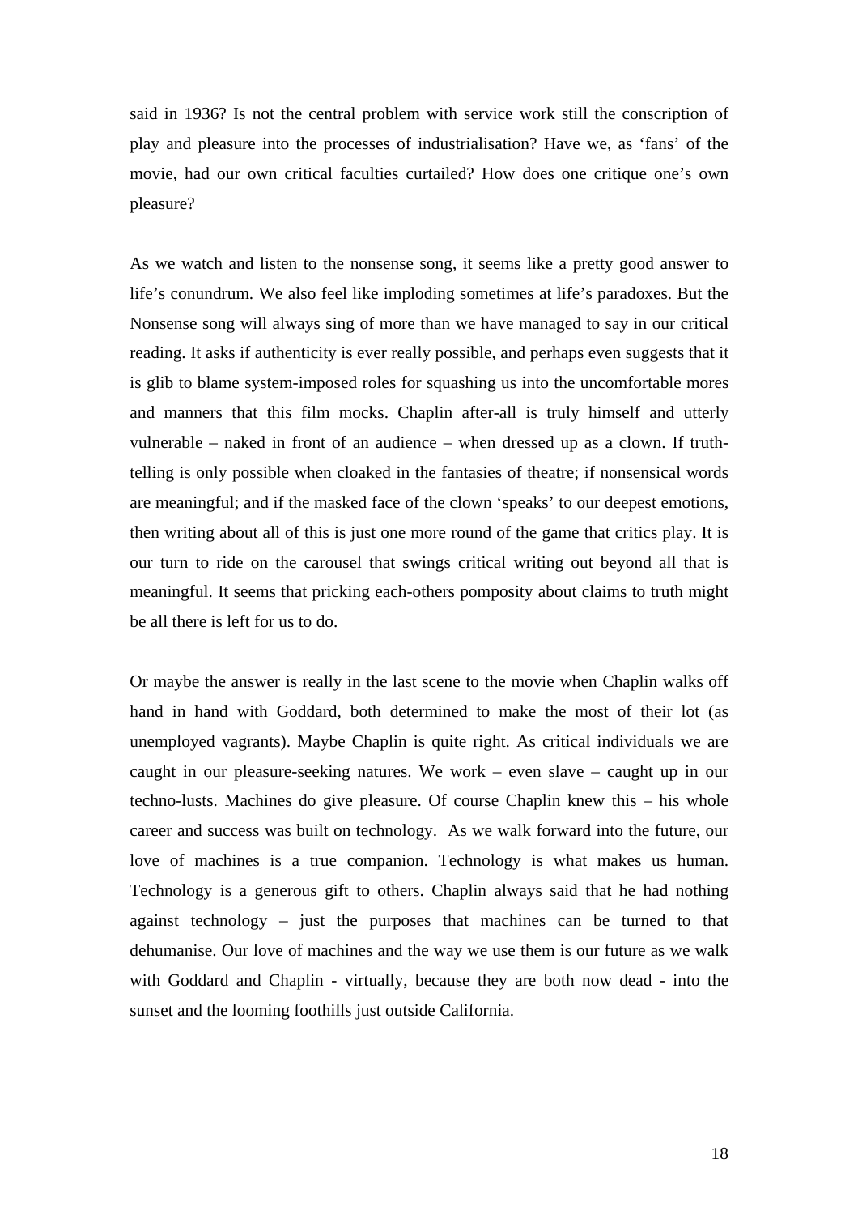said in 1936? Is not the central problem with service work still the conscription of play and pleasure into the processes of industrialisation? Have we, as 'fans' of the movie, had our own critical faculties curtailed? How does one critique one's own pleasure?

As we watch and listen to the nonsense song, it seems like a pretty good answer to life's conundrum. We also feel like imploding sometimes at life's paradoxes. But the Nonsense song will always sing of more than we have managed to say in our critical reading. It asks if authenticity is ever really possible, and perhaps even suggests that it is glib to blame system-imposed roles for squashing us into the uncomfortable mores and manners that this film mocks. Chaplin after-all is truly himself and utterly vulnerable – naked in front of an audience – when dressed up as a clown. If truth-telling is only possible when cloaked in the fantasies of theatre; if nonsensical words are meaningful; and if the masked face of the clown 'speaks' to our deepest emotions, then writing about all of this is just one more round of the game that critics play. It is our turn to ride on the carousel that swings critical writing out beyond all that is meaningful. It seems that pricking each-others pomposity about claims to truth might be all there is left for us to do.

Or maybe the answer is really in the last scene to the movie when Chaplin walks off hand in hand with Goddard, both determined to make the most of their lot (as unemployed vagrants). Maybe Chaplin is quite right. As critical individuals we are caught in our pleasure-seeking natures. We work – even slave – caught up in our techno-lusts. Machines do give pleasure. Of course Chaplin knew this – his whole career and success was built on technology. As we walk forward into the future, our love of machines is a true companion. Technology is what makes us human. Technology is a generous gift to others. Chaplin always said that he had nothing against technology – just the purposes that machines can be turned to that dehumanise. Our love of machines and the way we use them is our future as we walk with Goddard and Chaplin - virtually, because they are both now dead - into the sunset and the looming foothills just outside California.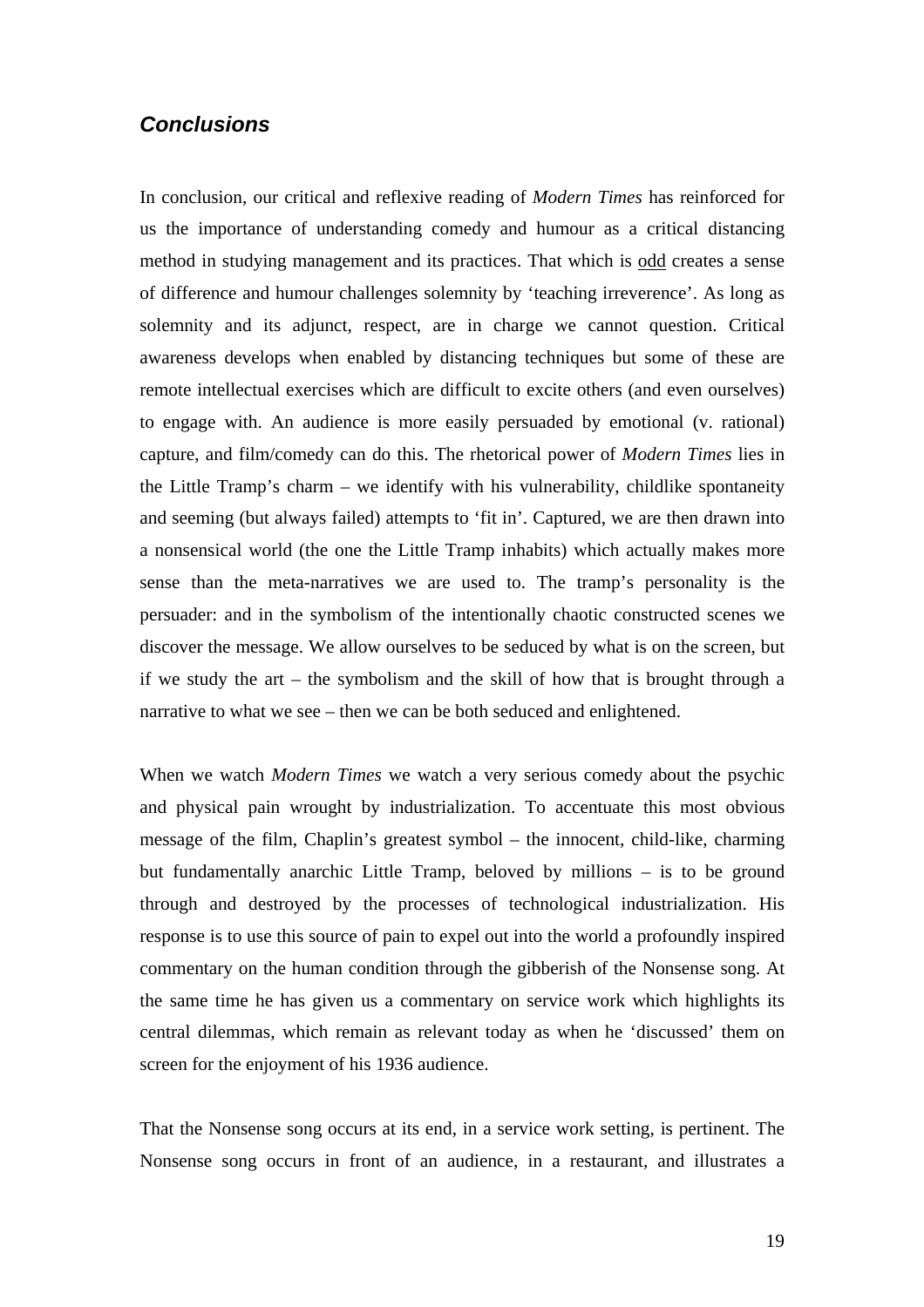### *Conclusions*

In conclusion, our critical and reflexive reading of *Modern Times* has reinforced for us the importance of understanding comedy and humour as a critical distancing method in studying management and its practices. That which is <u>odd</u> creates a sense of difference and humour challenges solemnity by 'teaching irreverence'. As long as solemnity and its adjunct, respect, are in charge we cannot question. Critical awareness develops when enabled by distancing techniques but some of these are remote intellectual exercises which are difficult to excite others (and even ourselves) to engage with. An audience is more easily persuaded by emotional (v. rational) capture, and film/comedy can do this. The rhetorical power of *Modern Times* lies in the Little Tramp's charm – we identify with his vulnerability, childlike spontaneity and seeming (but always failed) attempts to 'fit in'. Captured, we are then drawn into a nonsensical world (the one the Little Tramp inhabits) which actually makes more sense than the meta-narratives we are used to. The tramp's personality is the persuader: and in the symbolism of the intentionally chaotic constructed scenes we discover the message. We allow ourselves to be seduced by what is on the screen, but if we study the art – the symbolism and the skill of how that is brought through a narrative to what we see – then we can be both seduced and enlightened.

When we watch *Modern Times* we watch a very serious comedy about the psychic and physical pain wrought by industrialization. To accentuate this most obvious message of the film, Chaplin's greatest symbol – the innocent, child-like, charming but fundamentally anarchic Little Tramp, beloved by millions – is to be ground through and destroyed by the processes of technological industrialization. His response is to use this source of pain to expel out into the world a profoundly inspired commentary on the human condition through the gibberish of the Nonsense song. At the same time he has given us a commentary on service work which highlights its central dilemmas, which remain as relevant today as when he 'discussed' them on screen for the enjoyment of his 1936 audience.

That the Nonsense song occurs at its end, in a service work setting, is pertinent. The Nonsense song occurs in front of an audience, in a restaurant, and illustrates a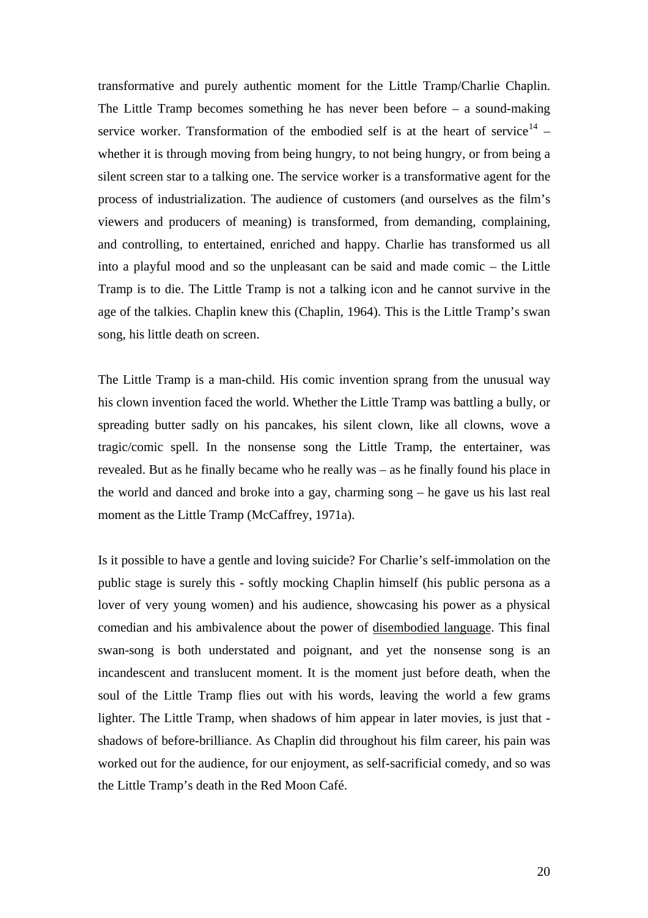transformative and purely authentic moment for the Little Tramp/Charlie Chaplin. The Little Tramp becomes something he has never been before – a sound-making service worker. Transformation of the embodied self is at the heart of service[14] – whether it is through moving from being hungry, to not being hungry, or from being a silent screen star to a talking one. The service worker is a transformative agent for the process of industrialization. The audience of customers (and ourselves as the film's viewers and producers of meaning) is transformed, from demanding, complaining, and controlling, to entertained, enriched and happy. Charlie has transformed us all into a playful mood and so the unpleasant can be said and made comic – the Little Tramp is to die. The Little Tramp is not a talking icon and he cannot survive in the age of the talkies. Chaplin knew this (Chaplin, 1964). This is the Little Tramp's swan song, his little death on screen.

The Little Tramp is a man-child. His comic invention sprang from the unusual way his clown invention faced the world. Whether the Little Tramp was battling a bully, or spreading butter sadly on his pancakes, his silent clown, like all clowns, wove a tragic/comic spell. In the nonsense song the Little Tramp, the entertainer, was revealed. But as he finally became who he really was – as he finally found his place in the world and danced and broke into a gay, charming song – he gave us his last real moment as the Little Tramp (McCaffrey, 1971a).

Is it possible to have a gentle and loving suicide? For Charlie's self-immolation on the public stage is surely this - softly mocking Chaplin himself (his public persona as a lover of very young women) and his audience, showcasing his power as a physical comedian and his ambivalence about the power of <u>disembodied language</u>. This final swan-song is both understated and poignant, and yet the nonsense song is an incandescent and translucent moment. It is the moment just before death, when the soul of the Little Tramp flies out with his words, leaving the world a few grams lighter. The Little Tramp, when shadows of him appear in later movies, is just that - shadows of before-brilliance. As Chaplin did throughout his film career, his pain was worked out for the audience, for our enjoyment, as self-sacrificial comedy, and so was the Little Tramp's death in the Red Moon Café.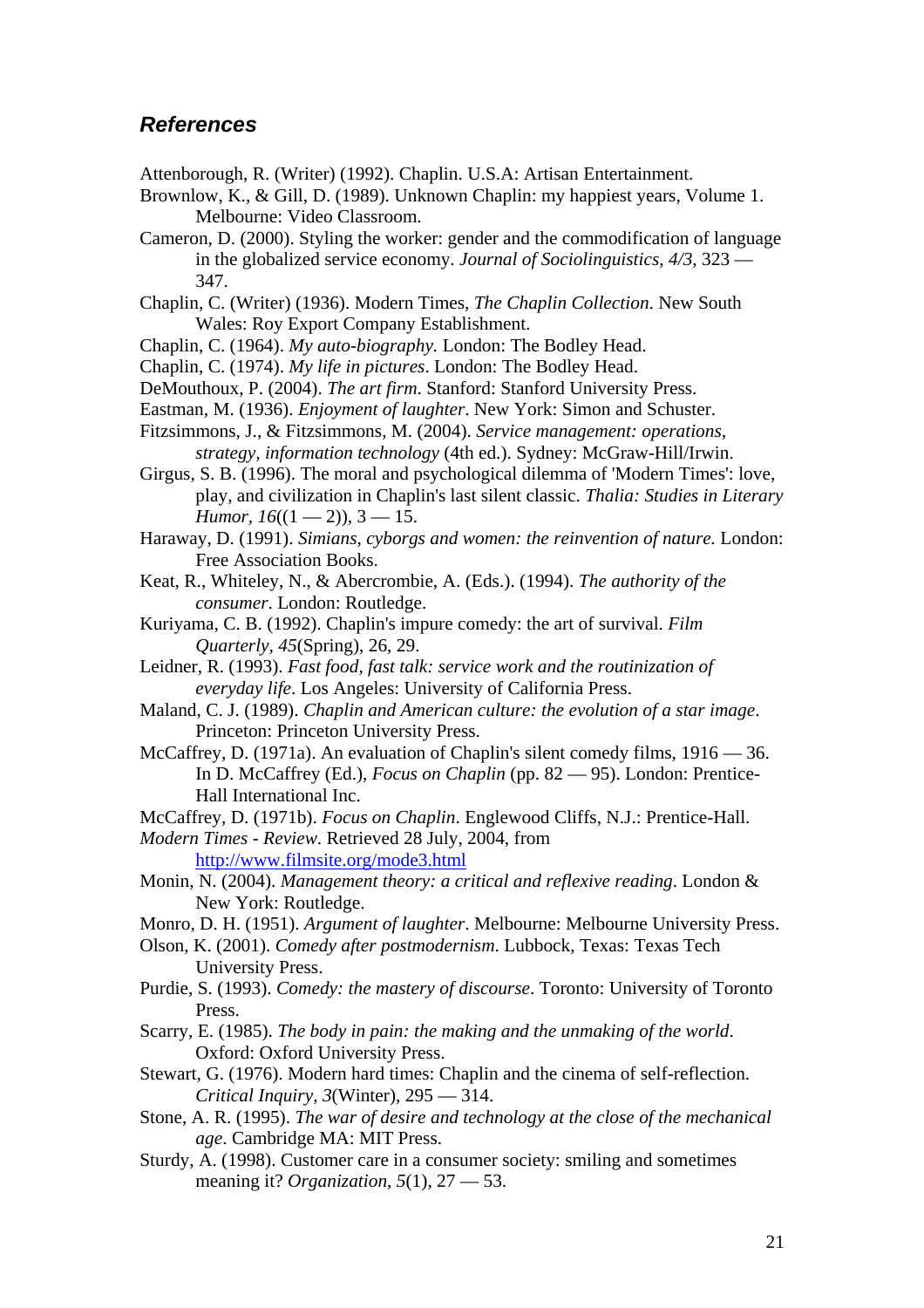### *References*

Attenborough, R. (Writer) (1992). Chaplin. U.S.A: Artisan Entertainment.

Brownlow, K., & Gill, D. (1989). Unknown Chaplin: my happiest years, Volume 1. Melbourne: Video Classroom.

Cameron, D. (2000). Styling the worker: gender and the commodification of language in the globalized service economy. *Journal of Sociolinguistics, 4/3*, 323 — 347.

Chaplin, C. (Writer) (1936). Modern Times, *The Chaplin Collection*. New South Wales: Roy Export Company Establishment.

Chaplin, C. (1964). *My auto-biography*. London: The Bodley Head.

Chaplin, C. (1974). *My life in pictures*. London: The Bodley Head.

DeMouthoux, P. (2004). *The art firm*. Stanford: Stanford University Press.

Eastman, M. (1936). *Enjoyment of laughter*. New York: Simon and Schuster.

Fitzsimmons, J., & Fitzsimmons, M. (2004). *Service management: operations, strategy, information technology* (4th ed.). Sydney: McGraw-Hill/Irwin.

Girgus, S. B. (1996). The moral and psychological dilemma of 'Modern Times': love, play, and civilization in Chaplin's last silent classic. *Thalia: Studies in Literary Humor, 16*((1 — 2)), 3 — 15.

Haraway, D. (1991). *Simians, cyborgs and women: the reinvention of nature*. London: Free Association Books.

Keat, R., Whiteley, N., & Abercrombie, A. (Eds.). (1994). *The authority of the consumer*. London: Routledge.

Kuriyama, C. B. (1992). Chaplin's impure comedy: the art of survival. *Film Quarterly, 45*(Spring), 26, 29.

Leidner, R. (1993). *Fast food, fast talk: service work and the routinization of everyday life*. Los Angeles: University of California Press.

Maland, C. J. (1989). *Chaplin and American culture: the evolution of a star image*. Princeton: Princeton University Press.

McCaffrey, D. (1971a). An evaluation of Chaplin's silent comedy films, 1916 — 36. In D. McCaffrey (Ed.), *Focus on Chaplin* (pp. 82 — 95). London: Prentice-Hall International Inc.

McCaffrey, D. (1971b). *Focus on Chaplin*. Englewood Cliffs, N.J.: Prentice-Hall.

*Modern Times - Review*. Retrieved 28 July, 2004, from http://www.filmsite.org/mode3.html

Monin, N. (2004). *Management theory: a critical and reflexive reading*. London & New York: Routledge.

Monro, D. H. (1951). *Argument of laughter*. Melbourne: Melbourne University Press.

Olson, K. (2001). *Comedy after postmodernism*. Lubbock, Texas: Texas Tech University Press.

Purdie, S. (1993). *Comedy: the mastery of discourse*. Toronto: University of Toronto Press.

Scarry, E. (1985). *The body in pain: the making and the unmaking of the world*. Oxford: Oxford University Press.

Stewart, G. (1976). Modern hard times: Chaplin and the cinema of self-reflection. *Critical Inquiry, 3*(Winter), 295 — 314.

Stone, A. R. (1995). *The war of desire and technology at the close of the mechanical age*. Cambridge MA: MIT Press.

Sturdy, A. (1998). Customer care in a consumer society: smiling and sometimes meaning it? *Organization, 5*(1), 27 — 53.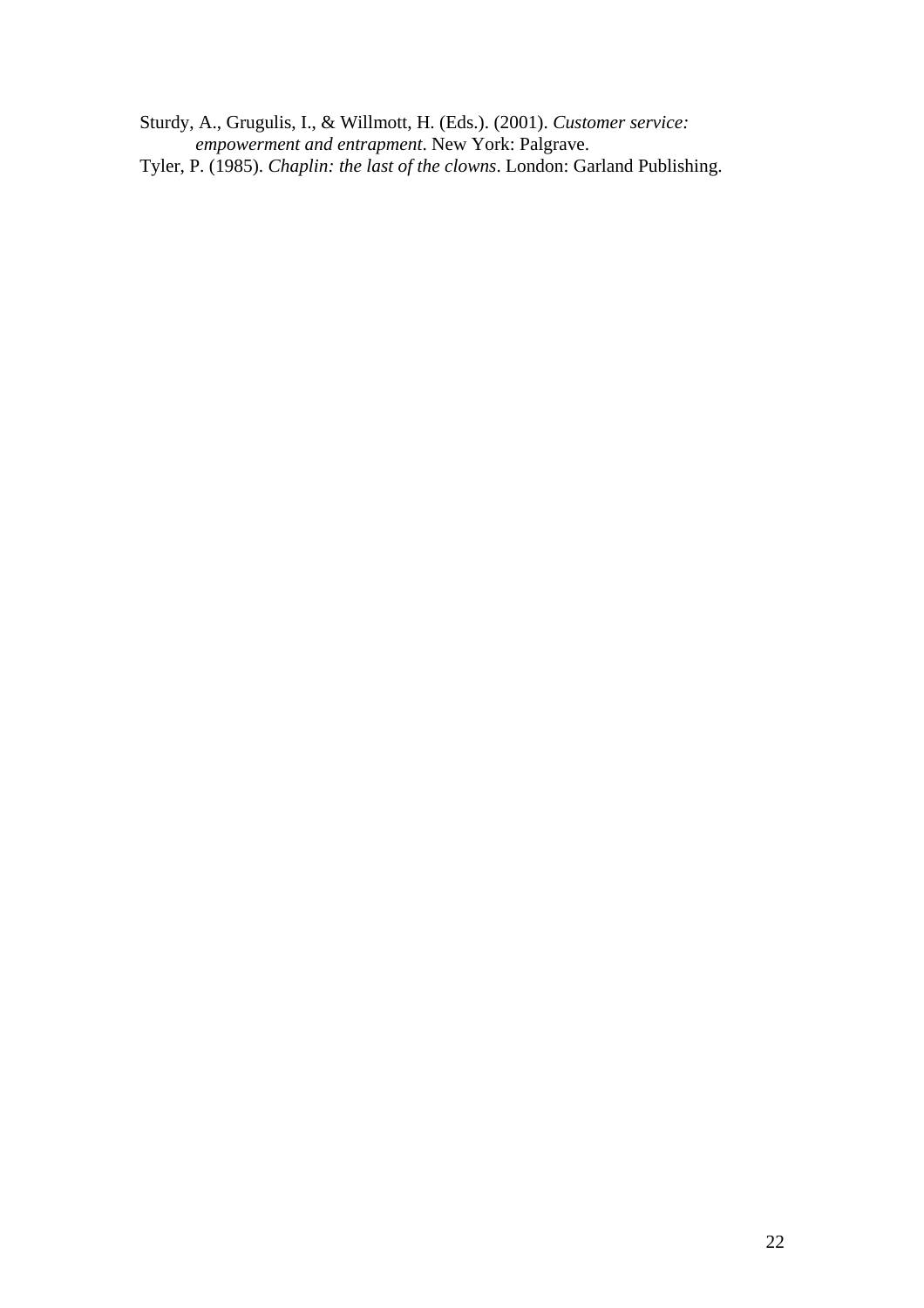Sturdy, A., Grugulis, I., & Willmott, H. (Eds.). (2001). *Customer service: empowerment and entrapment*. New York: Palgrave.

Tyler, P. (1985). *Chaplin: the last of the clowns*. London: Garland Publishing.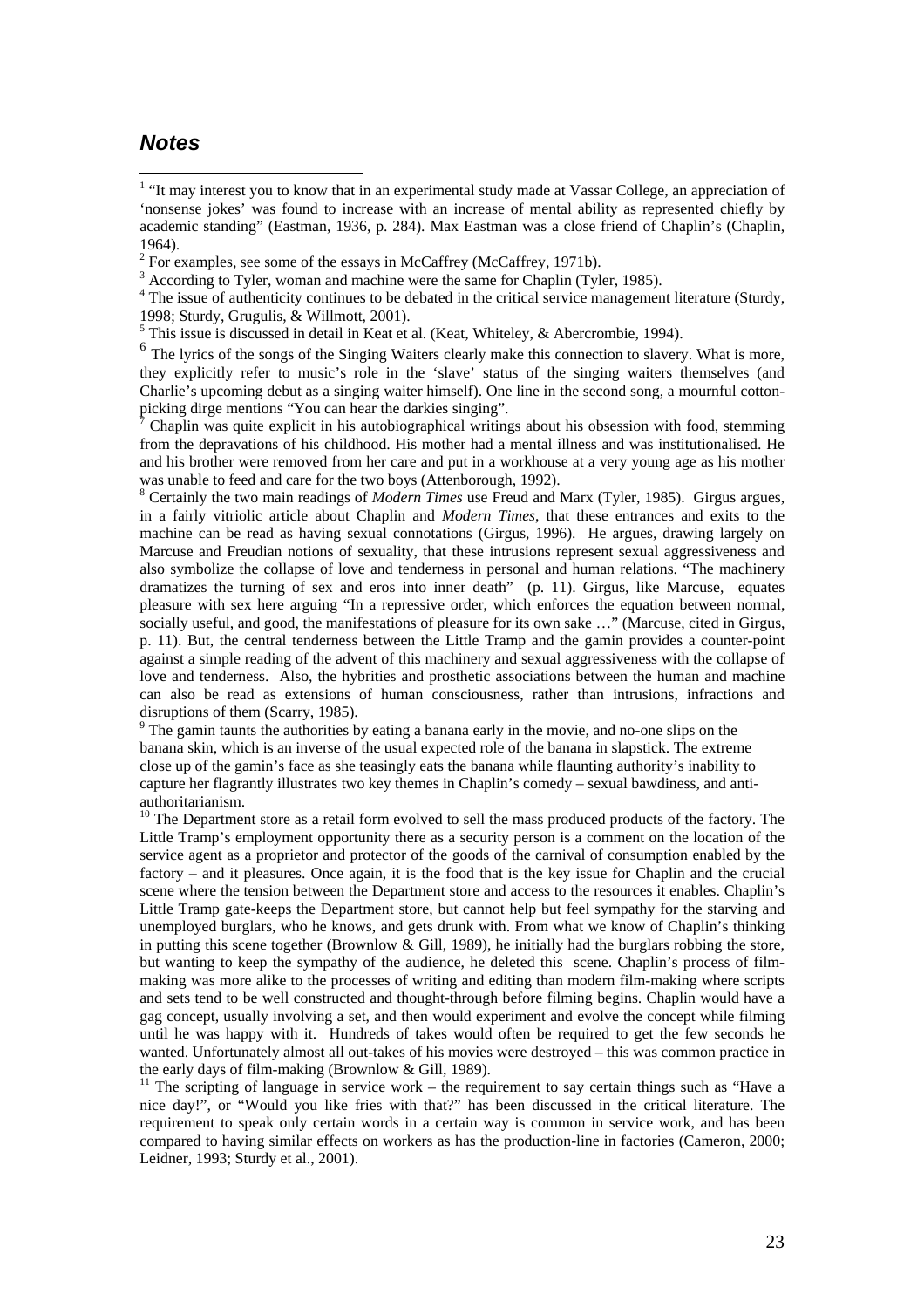## *Notes*

[1] "It may interest you to know that in an experimental study made at Vassar College, an appreciation of 'nonsense jokes' was found to increase with an increase of mental ability as represented chiefly by academic standing" (Eastman, 1936, p. 284). Max Eastman was a close friend of Chaplin's (Chaplin, 1964).

[2] For examples, see some of the essays in McCaffrey (McCaffrey, 1971b).

[3] According to Tyler, woman and machine were the same for Chaplin (Tyler, 1985).

[4] The issue of authenticity continues to be debated in the critical service management literature (Sturdy, 1998; Sturdy, Grugulis, & Willmott, 2001).

[5] This issue is discussed in detail in Keat et al. (Keat, Whiteley, & Abercrombie, 1994).

[6] The lyrics of the songs of the Singing Waiters clearly make this connection to slavery. What is more, they explicitly refer to music's role in the 'slave' status of the singing waiters themselves (and Charlie's upcoming debut as a singing waiter himself). One line in the second song, a mournful cotton-picking dirge mentions "You can hear the darkies singing".

[7] Chaplin was quite explicit in his autobiographical writings about his obsession with food, stemming from the depravations of his childhood. His mother had a mental illness and was institutionalised. He and his brother were removed from her care and put in a workhouse at a very young age as his mother was unable to feed and care for the two boys (Attenborough, 1992).

[8] Certainly the two main readings of *Modern Times* use Freud and Marx (Tyler, 1985). Girgus argues, in a fairly vitriolic article about Chaplin and *Modern Times*, that these entrances and exits to the machine can be read as having sexual connotations (Girgus, 1996). He argues, drawing largely on Marcuse and Freudian notions of sexuality, that these intrusions represent sexual aggressiveness and also symbolize the collapse of love and tenderness in personal and human relations. "The machinery dramatizes the turning of sex and eros into inner death" (p. 11). Girgus, like Marcuse, equates pleasure with sex here arguing "In a repressive order, which enforces the equation between normal, socially useful, and good, the manifestations of pleasure for its own sake …" (Marcuse, cited in Girgus, p. 11). But, the central tenderness between the Little Tramp and the gamin provides a counter-point against a simple reading of the advent of this machinery and sexual aggressiveness with the collapse of love and tenderness. Also, the hybrities and prosthetic associations between the human and machine can also be read as extensions of human consciousness, rather than intrusions, infractions and disruptions of them (Scarry, 1985).

[9] The gamin taunts the authorities by eating a banana early in the movie, and no-one slips on the banana skin, which is an inverse of the usual expected role of the banana in slapstick. The extreme close up of the gamin's face as she teasingly eats the banana while flaunting authority's inability to capture her flagrantly illustrates two key themes in Chaplin's comedy – sexual bawdiness, and anti-authoritarianism.

[10] The Department store as a retail form evolved to sell the mass produced products of the factory. The Little Tramp's employment opportunity there as a security person is a comment on the location of the service agent as a proprietor and protector of the goods of the carnival of consumption enabled by the factory – and it pleasures. Once again, it is the food that is the key issue for Chaplin and the crucial scene where the tension between the Department store and access to the resources it enables. Chaplin's Little Tramp gate-keeps the Department store, but cannot help but feel sympathy for the starving and unemployed burglars, who he knows, and gets drunk with. From what we know of Chaplin's thinking in putting this scene together (Brownlow & Gill, 1989), he initially had the burglars robbing the store, but wanting to keep the sympathy of the audience, he deleted this scene. Chaplin's process of film-making was more alike to the processes of writing and editing than modern film-making where scripts and sets tend to be well constructed and thought-through before filming begins. Chaplin would have a gag concept, usually involving a set, and then would experiment and evolve the concept while filming until he was happy with it. Hundreds of takes would often be required to get the few seconds he wanted. Unfortunately almost all out-takes of his movies were destroyed – this was common practice in the early days of film-making (Brownlow & Gill, 1989).

[11] The scripting of language in service work – the requirement to say certain things such as "Have a nice day!", or "Would you like fries with that?" has been discussed in the critical literature. The requirement to speak only certain words in a certain way is common in service work, and has been compared to having similar effects on workers as has the production-line in factories (Cameron, 2000; Leidner, 1993; Sturdy et al., 2001).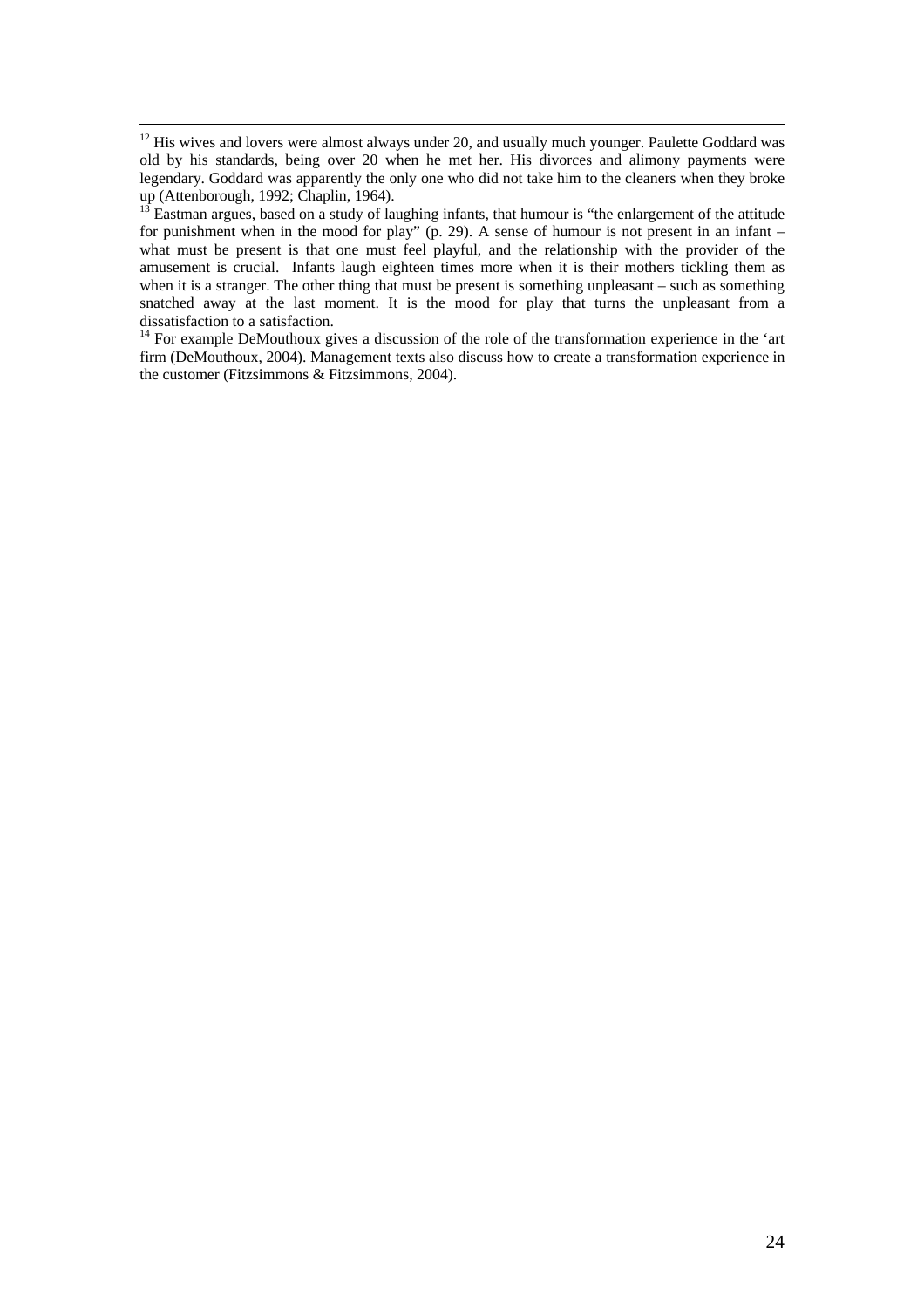[12] His wives and lovers were almost always under 20, and usually much younger. Paulette Goddard was old by his standards, being over 20 when he met her. His divorces and alimony payments were legendary. Goddard was apparently the only one who did not take him to the cleaners when they broke up (Attenborough, 1992; Chaplin, 1964).

[13] Eastman argues, based on a study of laughing infants, that humour is "the enlargement of the attitude for punishment when in the mood for play" (p. 29). A sense of humour is not present in an infant – what must be present is that one must feel playful, and the relationship with the provider of the amusement is crucial. Infants laugh eighteen times more when it is their mothers tickling them as when it is a stranger. The other thing that must be present is something unpleasant – such as something snatched away at the last moment. It is the mood for play that turns the unpleasant from a dissatisfaction to a satisfaction.

[14] For example DeMouthoux gives a discussion of the role of the transformation experience in the 'art firm (DeMouthoux, 2004). Management texts also discuss how to create a transformation experience in the customer (Fitzsimmons & Fitzsimmons, 2004).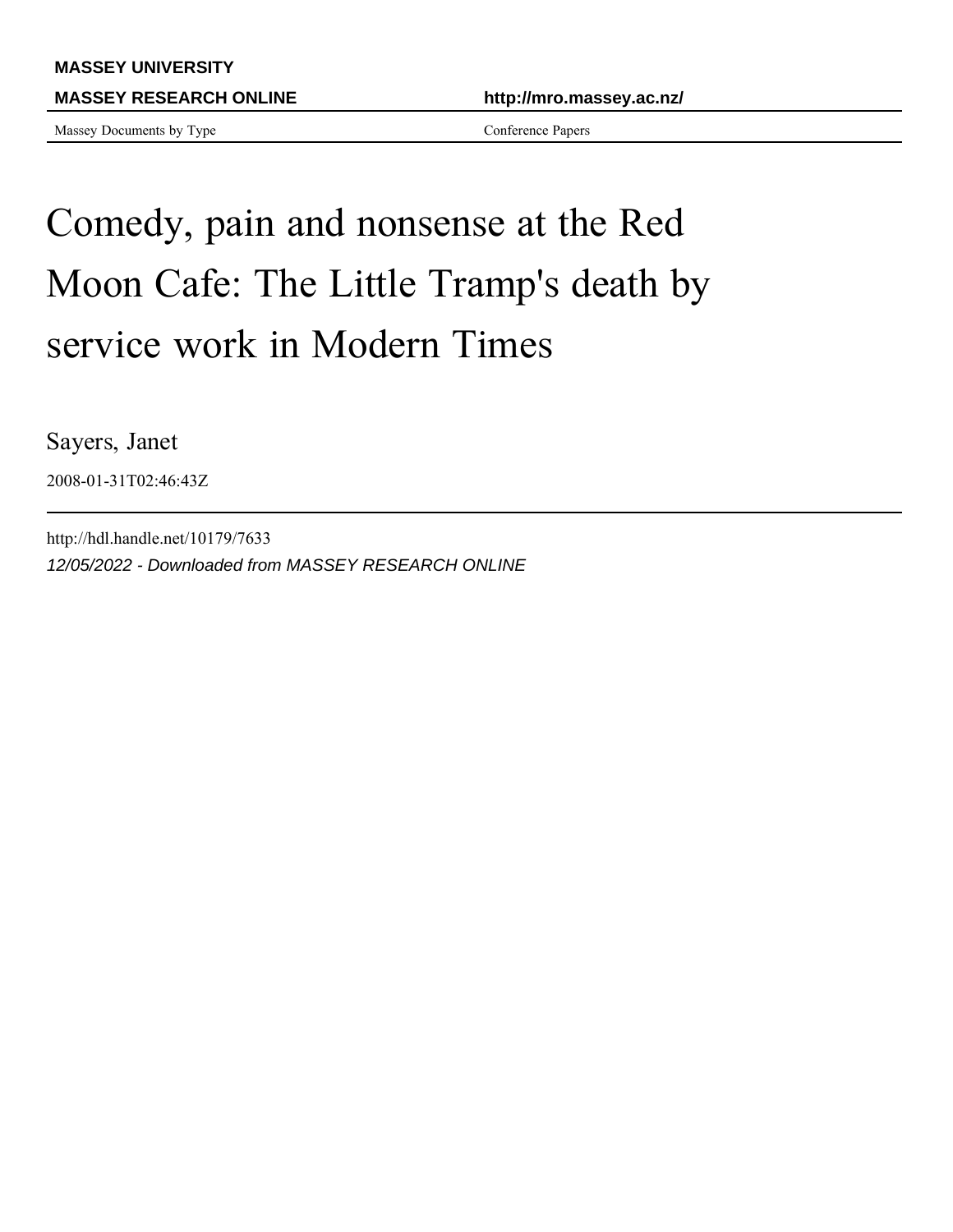MASSEY UNIVERSITY

MASSEY RESEARCH ONLINE http://mro.massey.ac.nz/

Massey Documents by Type Conference Papers

# Comedy, pain and nonsense at the Red Moon Cafe: The Little Tramp's death by service work in Modern Times

Sayers, Janet

2008-01-31T02:46:43Z

http://hdl.handle.net/10179/7633

*12/05/2022 - Downloaded from MASSEY RESEARCH ONLINE*